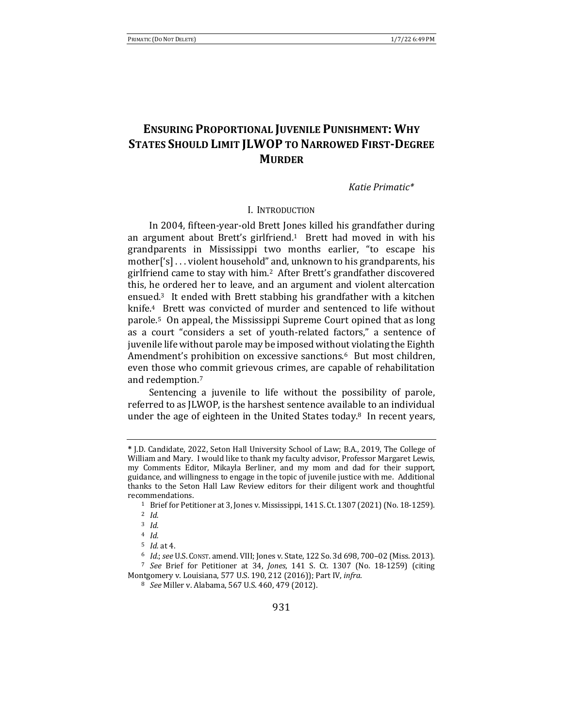# ENSURING PROPORTIONAL JUVENILE PUNISHMENT: WHY STATES SHOULD LIMIT JLWOP TO NARROWED FIRST-DEGREE MURDER

*Katie Primatic\**

## I. INTRODUCTION

In 2004, fifteen-year-old Brett Jones killed his grandfather during an argument about Brett's girlfriend.[1] Brett had moved in with his grandparents in Mississippi two months earlier, "to escape his mother['s] . . . violent household" and, unknown to his grandparents, his girlfriend came to stay with him.[2] After Brett's grandfather discovered this, he ordered her to leave, and an argument and violent altercation ensued.[3] It ended with Brett stabbing his grandfather with a kitchen knife.[4] Brett was convicted of murder and sentenced to life without parole.[5] On appeal, the Mississippi Supreme Court opined that as long as a court "considers a set of youth-related factors," a sentence of juvenile life without parole may be imposed without violating the Eighth Amendment's prohibition on excessive sanctions.[6] But most children, even those who commit grievous crimes, are capable of rehabilitation and redemption.[7]

Sentencing a juvenile to life without the possibility of parole, referred to as JLWOP, is the harshest sentence available to an individual under the age of eighteen in the United States today.[8] In recent years,

---

\* J.D. Candidate, 2022, Seton Hall University School of Law; B.A., 2019, The College of William and Mary. I would like to thank my faculty advisor, Professor Margaret Lewis, my Comments Editor, Mikayla Berliner, and my mom and dad for their support, guidance, and willingness to engage in the topic of juvenile justice with me. Additional thanks to the Seton Hall Law Review editors for their diligent work and thoughtful recommendations.

[1] Brief for Petitioner at 3, Jones v. Mississippi, 141 S. Ct. 1307 (2021) (No. 18-1259).

[2] *Id.*

[3] *Id.*

[4] *Id.*

[5] *Id.* at 4.

[6] *Id.*; *see* U.S. CONST. amend. VIII; Jones v. State, 122 So. 3d 698, 700–02 (Miss. 2013).

[7] *See* Brief for Petitioner at 34, *Jones*, 141 S. Ct. 1307 (No. 18-1259) (citing Montgomery v. Louisiana, 577 U.S. 190, 212 (2016)); Part IV, *infra*.

[8] *See* Miller v. Alabama, 567 U.S. 460, 479 (2012).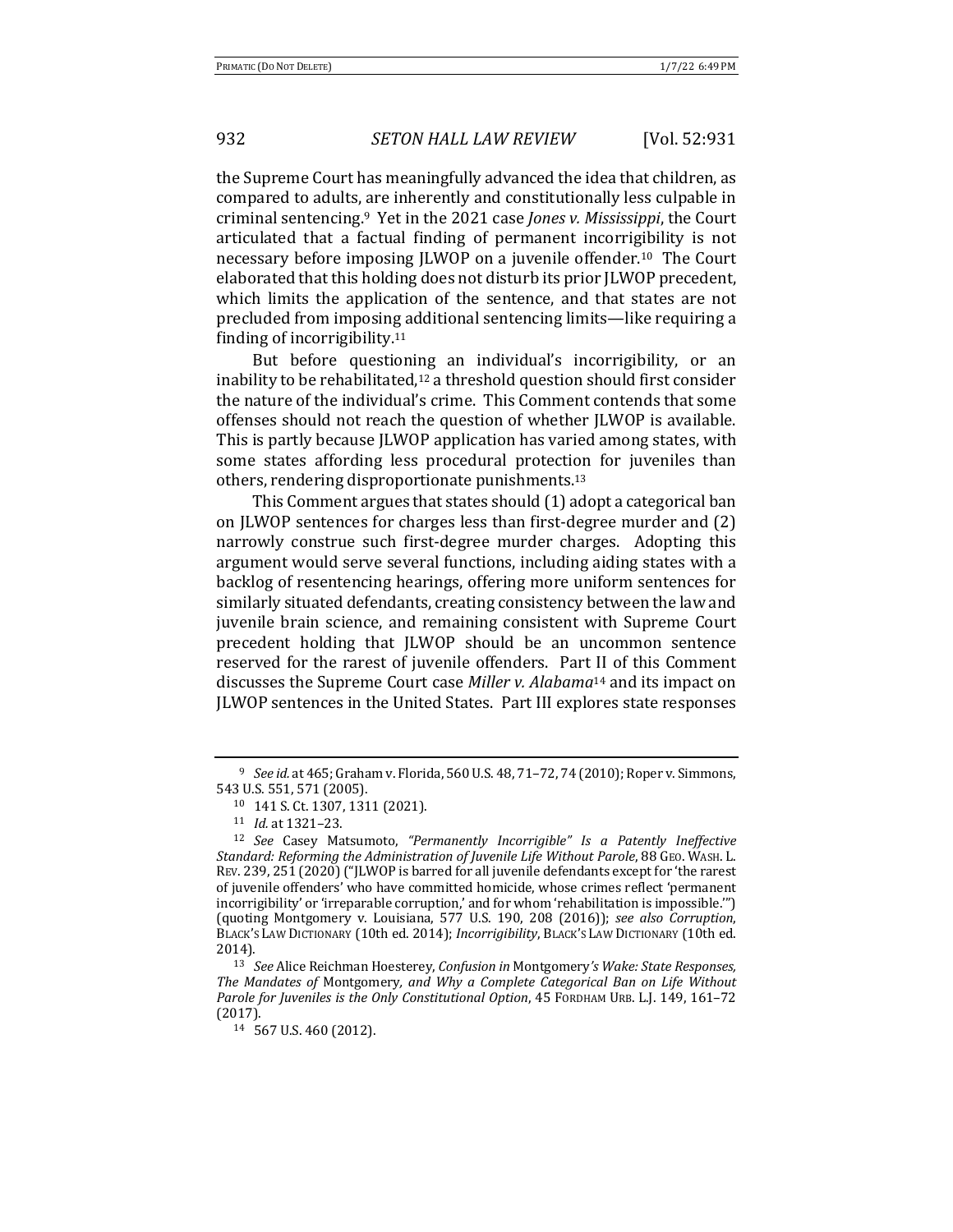the Supreme Court has meaningfully advanced the idea that children, as compared to adults, are inherently and constitutionally less culpable in criminal sentencing.[9] Yet in the 2021 case *Jones v. Mississippi*, the Court articulated that a factual finding of permanent incorrigibility is not necessary before imposing JLWOP on a juvenile offender.[10] The Court elaborated that this holding does not disturb its prior JLWOP precedent, which limits the application of the sentence, and that states are not precluded from imposing additional sentencing limits—like requiring a finding of incorrigibility.[11]

But before questioning an individual's incorrigibility, or an inability to be rehabilitated,[12] a threshold question should first consider the nature of the individual's crime. This Comment contends that some offenses should not reach the question of whether JLWOP is available. This is partly because JLWOP application has varied among states, with some states affording less procedural protection for juveniles than others, rendering disproportionate punishments.[13]

This Comment argues that states should (1) adopt a categorical ban on JLWOP sentences for charges less than first-degree murder and (2) narrowly construe such first-degree murder charges. Adopting this argument would serve several functions, including aiding states with a backlog of resentencing hearings, offering more uniform sentences for similarly situated defendants, creating consistency between the law and juvenile brain science, and remaining consistent with Supreme Court precedent holding that JLWOP should be an uncommon sentence reserved for the rarest of juvenile offenders. Part II of this Comment discusses the Supreme Court case *Miller v. Alabama*[14] and its impact on JLWOP sentences in the United States. Part III explores state responses

---

[9] *See id.* at 465; Graham v. Florida, 560 U.S. 48, 71–72, 74 (2010); Roper v. Simmons, 543 U.S. 551, 571 (2005).

[10] 141 S. Ct. 1307, 1311 (2021).

[11] *Id.* at 1321–23.

[12] *See* Casey Matsumoto, *"Permanently Incorrigible" Is a Patently Ineffective Standard: Reforming the Administration of Juvenile Life Without Parole*, 88 GEO. WASH. L. REV. 239, 251 (2020) ("JLWOP is barred for all juvenile defendants except for 'the rarest of juvenile offenders' who have committed homicide, whose crimes reflect 'permanent incorrigibility' or 'irreparable corruption,' and for whom 'rehabilitation is impossible.'") (quoting Montgomery v. Louisiana, 577 U.S. 190, 208 (2016)); *see also Corruption*, BLACK'S LAW DICTIONARY (10th ed. 2014); *Incorrigibility*, BLACK'S LAW DICTIONARY (10th ed. 2014).

[13] *See* Alice Reichman Hoesterey, *Confusion in* Montgomery*'s Wake: State Responses, The Mandates of* Montgomery*, and Why a Complete Categorical Ban on Life Without Parole for Juveniles is the Only Constitutional Option*, 45 FORDHAM URB. L.J. 149, 161–72 (2017).

[14] 567 U.S. 460 (2012).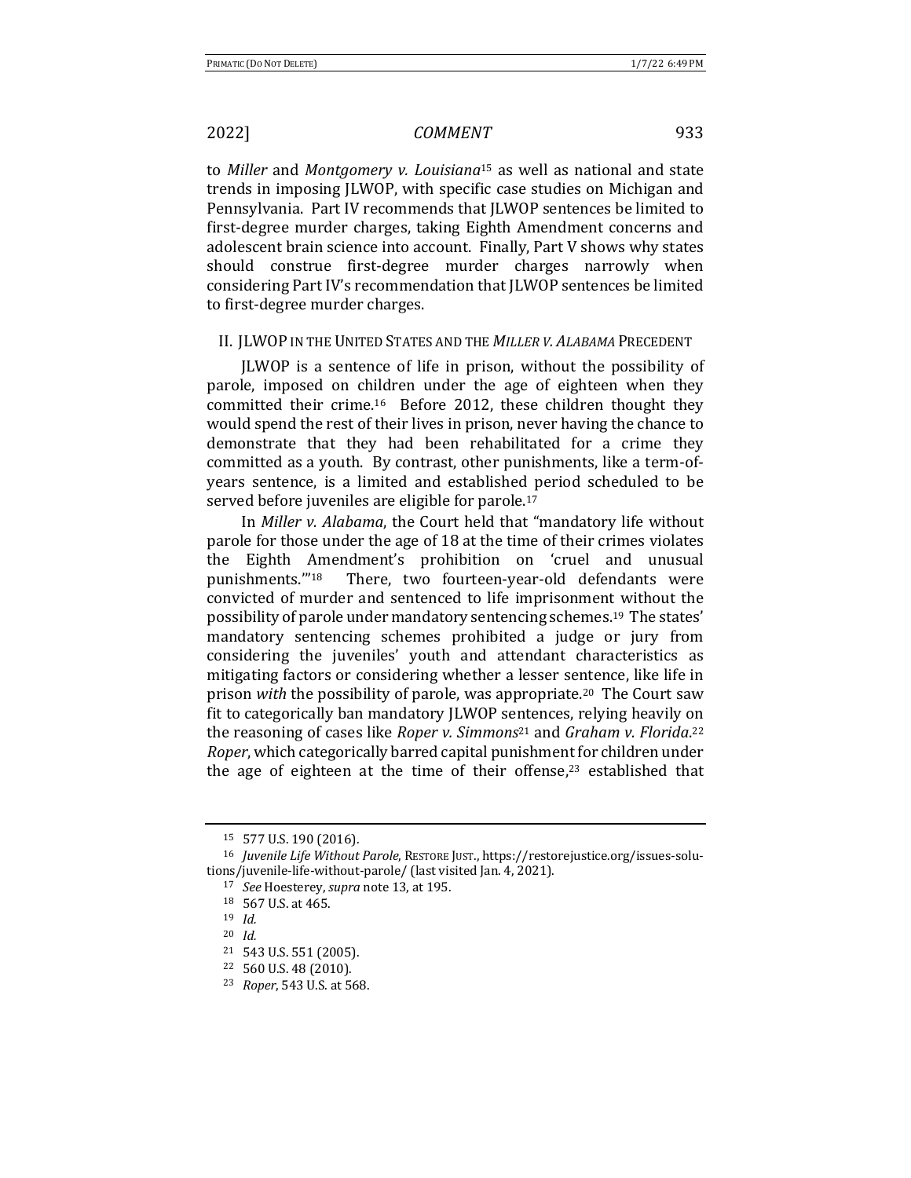to *Miller* and *Montgomery v. Louisiana*[15] as well as national and state trends in imposing JLWOP, with specific case studies on Michigan and Pennsylvania. Part IV recommends that JLWOP sentences be limited to first-degree murder charges, taking Eighth Amendment concerns and adolescent brain science into account. Finally, Part V shows why states should construe first-degree murder charges narrowly when considering Part IV's recommendation that JLWOP sentences be limited to first-degree murder charges.

## II. JLWOP IN THE UNITED STATES AND THE *MILLER V. ALABAMA* PRECEDENT

JLWOP is a sentence of life in prison, without the possibility of parole, imposed on children under the age of eighteen when they committed their crime.[16] Before 2012, these children thought they would spend the rest of their lives in prison, never having the chance to demonstrate that they had been rehabilitated for a crime they committed as a youth. By contrast, other punishments, like a term-of-years sentence, is a limited and established period scheduled to be served before juveniles are eligible for parole.[17]

In *Miller v. Alabama*, the Court held that "mandatory life without parole for those under the age of 18 at the time of their crimes violates the Eighth Amendment's prohibition on 'cruel and unusual punishments.'"[18] There, two fourteen-year-old defendants were convicted of murder and sentenced to life imprisonment without the possibility of parole under mandatory sentencing schemes.[19] The states' mandatory sentencing schemes prohibited a judge or jury from considering the juveniles' youth and attendant characteristics as mitigating factors or considering whether a lesser sentence, like life in prison *with* the possibility of parole, was appropriate.[20] The Court saw fit to categorically ban mandatory JLWOP sentences, relying heavily on the reasoning of cases like *Roper v. Simmons*[21] and *Graham v. Florida*.[22] *Roper*, which categorically barred capital punishment for children under the age of eighteen at the time of their offense,[23] established that

---

15 577 U.S. 190 (2016).

16 *Juvenile Life Without Parole*, RESTORE JUST., https://restorejustice.org/issues-solutions/juvenile-life-without-parole/ (last visited Jan. 4, 2021).

17 *See* Hoesterey, *supra* note 13, at 195.

18 567 U.S. at 465.

19 *Id.*

20 *Id.*

21 543 U.S. 551 (2005).

22 560 U.S. 48 (2010).

23 *Roper*, 543 U.S. at 568.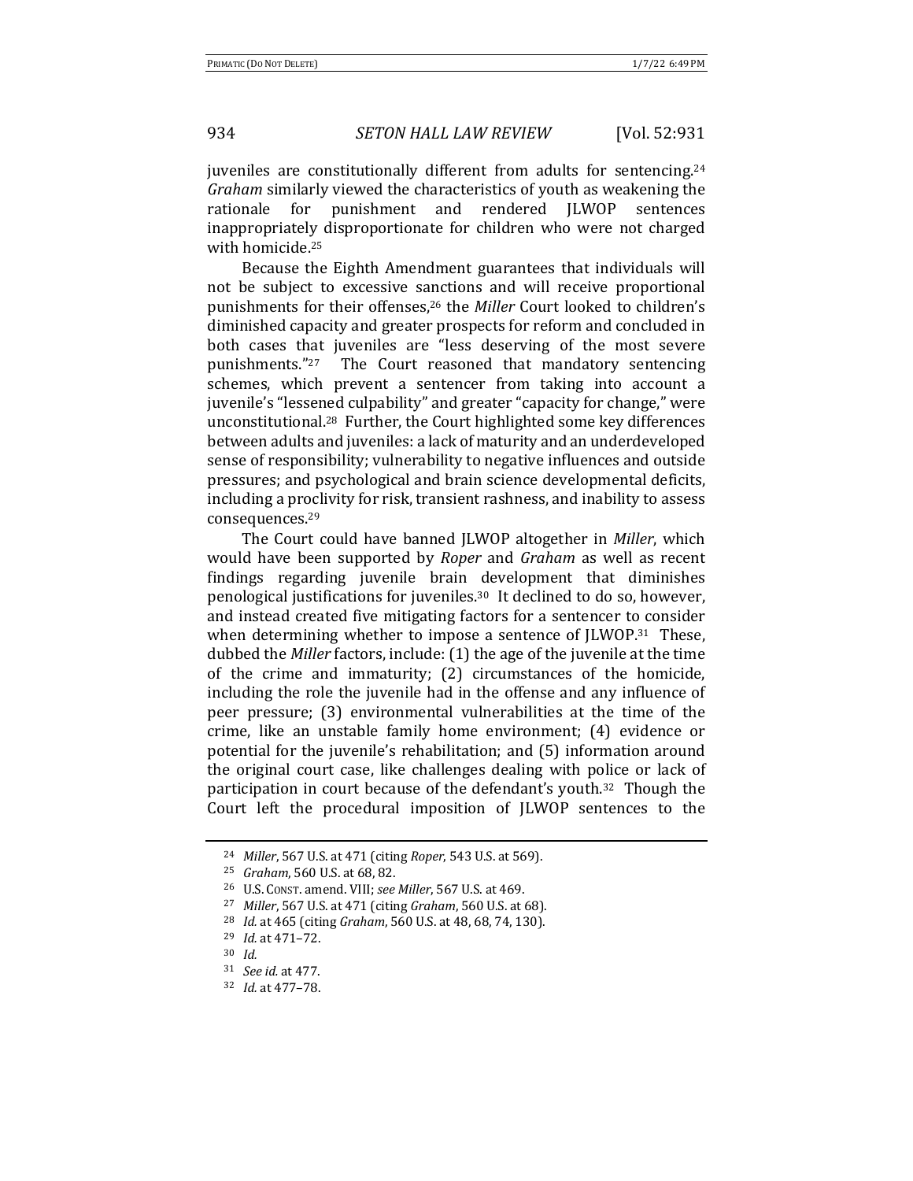juveniles are constitutionally different from adults for sentencing.[24] *Graham* similarly viewed the characteristics of youth as weakening the rationale for punishment and rendered JLWOP sentences inappropriately disproportionate for children who were not charged with homicide.[25]

Because the Eighth Amendment guarantees that individuals will not be subject to excessive sanctions and will receive proportional punishments for their offenses,[26] the *Miller* Court looked to children's diminished capacity and greater prospects for reform and concluded in both cases that juveniles are "less deserving of the most severe punishments."[27] The Court reasoned that mandatory sentencing schemes, which prevent a sentencer from taking into account a juvenile's "lessened culpability" and greater "capacity for change," were unconstitutional.[28] Further, the Court highlighted some key differences between adults and juveniles: a lack of maturity and an underdeveloped sense of responsibility; vulnerability to negative influences and outside pressures; and psychological and brain science developmental deficits, including a proclivity for risk, transient rashness, and inability to assess consequences.[29]

The Court could have banned JLWOP altogether in *Miller*, which would have been supported by *Roper* and *Graham* as well as recent findings regarding juvenile brain development that diminishes penological justifications for juveniles.[30] It declined to do so, however, and instead created five mitigating factors for a sentencer to consider when determining whether to impose a sentence of JLWOP.[31] These, dubbed the *Miller* factors, include: (1) the age of the juvenile at the time of the crime and immaturity; (2) circumstances of the homicide, including the role the juvenile had in the offense and any influence of peer pressure; (3) environmental vulnerabilities at the time of the crime, like an unstable family home environment; (4) evidence or potential for the juvenile's rehabilitation; and (5) information around the original court case, like challenges dealing with police or lack of participation in court because of the defendant's youth.[32] Though the Court left the procedural imposition of JLWOP sentences to the

---

[24] *Miller*, 567 U.S. at 471 (citing *Roper*, 543 U.S. at 569).

[25] *Graham*, 560 U.S. at 68, 82.

[26] U.S. CONST. amend. VIII; *see Miller*, 567 U.S. at 469.

[27] *Miller*, 567 U.S. at 471 (citing *Graham*, 560 U.S. at 68).

[28] *Id.* at 465 (citing *Graham*, 560 U.S. at 48, 68, 74, 130).

[29] *Id.* at 471–72.

[30] *Id.*

[31] *See id.* at 477.

[32] *Id.* at 477–78.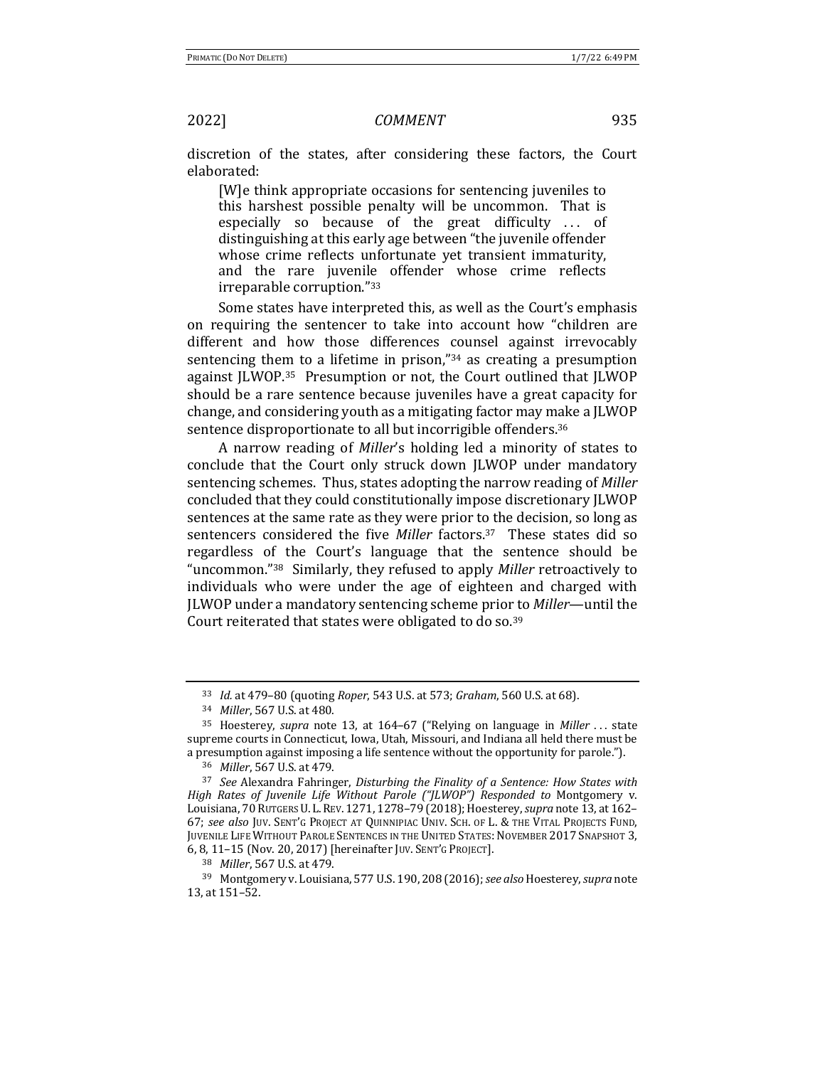discretion of the states, after considering these factors, the Court elaborated:

> [W]e think appropriate occasions for sentencing juveniles to this harshest possible penalty will be uncommon. That is especially so because of the great difficulty . . . of distinguishing at this early age between "the juvenile offender whose crime reflects unfortunate yet transient immaturity, and the rare juvenile offender whose crime reflects irreparable corruption."[33]

Some states have interpreted this, as well as the Court's emphasis on requiring the sentencer to take into account how "children are different and how those differences counsel against irrevocably sentencing them to a lifetime in prison,"[34] as creating a presumption against JLWOP.[35] Presumption or not, the Court outlined that JLWOP should be a rare sentence because juveniles have a great capacity for change, and considering youth as a mitigating factor may make a JLWOP sentence disproportionate to all but incorrigible offenders.[36]

A narrow reading of *Miller*'s holding led a minority of states to conclude that the Court only struck down JLWOP under mandatory sentencing schemes. Thus, states adopting the narrow reading of *Miller* concluded that they could constitutionally impose discretionary JLWOP sentences at the same rate as they were prior to the decision, so long as sentencers considered the five *Miller* factors.[37] These states did so regardless of the Court's language that the sentence should be "uncommon."[38] Similarly, they refused to apply *Miller* retroactively to individuals who were under the age of eighteen and charged with JLWOP under a mandatory sentencing scheme prior to *Miller*—until the Court reiterated that states were obligated to do so.[39]

---

[33] *Id.* at 479–80 (quoting *Roper*, 543 U.S. at 573; *Graham*, 560 U.S. at 68).

[34] *Miller*, 567 U.S. at 480.

[35] Hoesterey, *supra* note 13, at 164–67 ("Relying on language in *Miller* . . . state supreme courts in Connecticut, Iowa, Utah, Missouri, and Indiana all held there must be a presumption against imposing a life sentence without the opportunity for parole.").

[36] *Miller*, 567 U.S. at 479.

[37] *See* Alexandra Fahringer, *Disturbing the Finality of a Sentence: How States with High Rates of Juvenile Life Without Parole ("JLWOP") Responded to* Montgomery v. Louisiana, 70 RUTGERS U. L. REV. 1271, 1278–79 (2018); Hoesterey, *supra* note 13, at 162–67; *see also* JUV. SENT'G PROJECT AT QUINNIPIAC UNIV. SCH. OF L. & THE VITAL PROJECTS FUND, JUVENILE LIFE WITHOUT PAROLE SENTENCES IN THE UNITED STATES: NOVEMBER 2017 SNAPSHOT 3, 6, 8, 11–15 (Nov. 20, 2017) [hereinafter JUV. SENT'G PROJECT].

[38] *Miller*, 567 U.S. at 479.

[39] Montgomery v. Louisiana, 577 U.S. 190, 208 (2016); *see also* Hoesterey, *supra* note 13, at 151–52.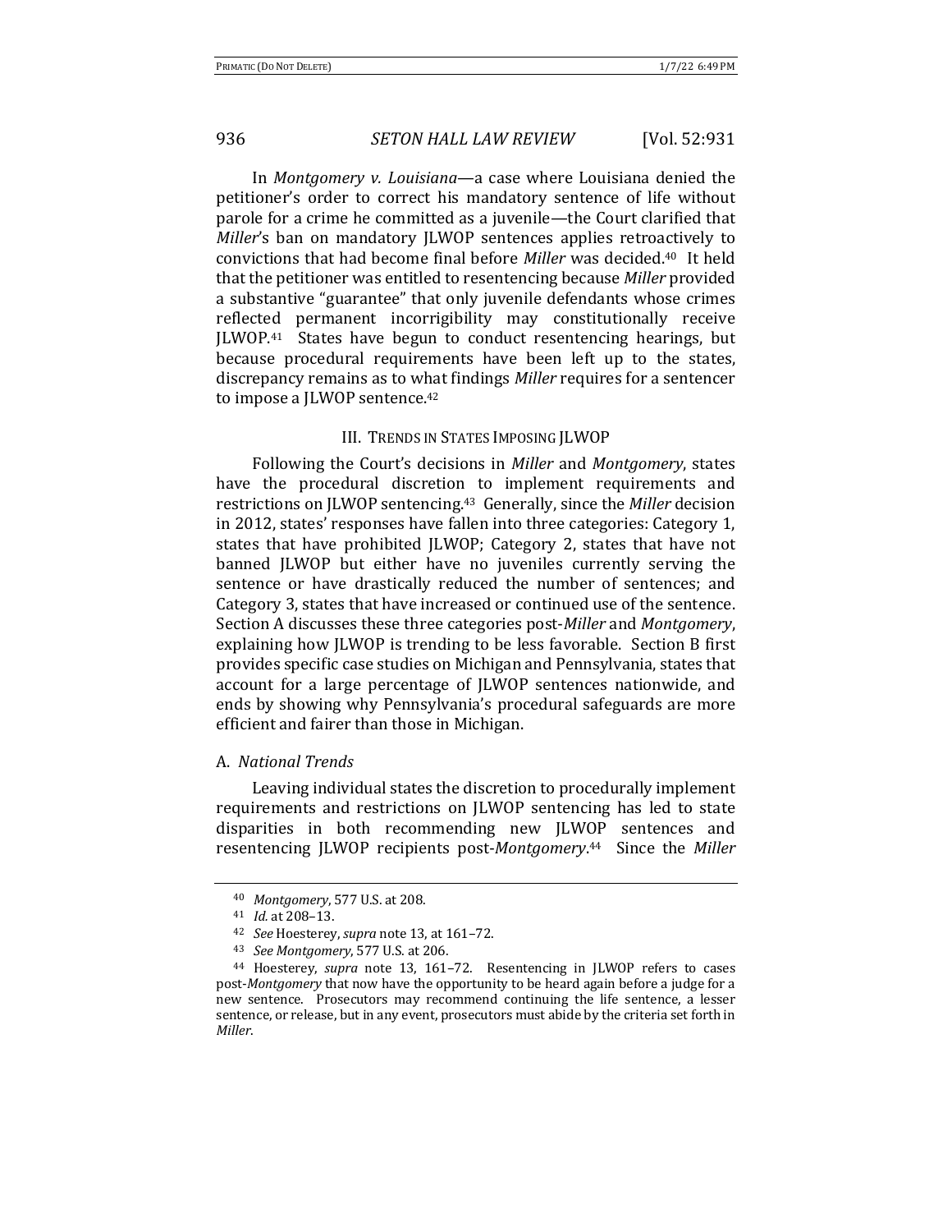In *Montgomery v. Louisiana*—a case where Louisiana denied the petitioner's order to correct his mandatory sentence of life without parole for a crime he committed as a juvenile—the Court clarified that *Miller*'s ban on mandatory JLWOP sentences applies retroactively to convictions that had become final before *Miller* was decided.[40] It held that the petitioner was entitled to resentencing because *Miller* provided a substantive "guarantee" that only juvenile defendants whose crimes reflected permanent incorrigibility may constitutionally receive JLWOP.[41] States have begun to conduct resentencing hearings, but because procedural requirements have been left up to the states, discrepancy remains as to what findings *Miller* requires for a sentencer to impose a JLWOP sentence.[42]

## III. Trends in States Imposing JLWOP

Following the Court's decisions in *Miller* and *Montgomery*, states have the procedural discretion to implement requirements and restrictions on JLWOP sentencing.[43] Generally, since the *Miller* decision in 2012, states' responses have fallen into three categories: Category 1, states that have prohibited JLWOP; Category 2, states that have not banned JLWOP but either have no juveniles currently serving the sentence or have drastically reduced the number of sentences; and Category 3, states that have increased or continued use of the sentence. Section A discusses these three categories post-*Miller* and *Montgomery*, explaining how JLWOP is trending to be less favorable. Section B first provides specific case studies on Michigan and Pennsylvania, states that account for a large percentage of JLWOP sentences nationwide, and ends by showing why Pennsylvania's procedural safeguards are more efficient and fairer than those in Michigan.

### A. *National Trends*

Leaving individual states the discretion to procedurally implement requirements and restrictions on JLWOP sentencing has led to state disparities in both recommending new JLWOP sentences and resentencing JLWOP recipients post-*Montgomery*.[44] Since the *Miller*

---

[40] *Montgomery*, 577 U.S. at 208.

[41] *Id.* at 208–13.

[42] *See* Hoesterey, *supra* note 13, at 161–72.

[43] *See Montgomery*, 577 U.S. at 206.

[44] Hoesterey, *supra* note 13, 161–72. Resentencing in JLWOP refers to cases post-*Montgomery* that now have the opportunity to be heard again before a judge for a new sentence. Prosecutors may recommend continuing the life sentence, a lesser sentence, or release, but in any event, prosecutors must abide by the criteria set forth in *Miller*.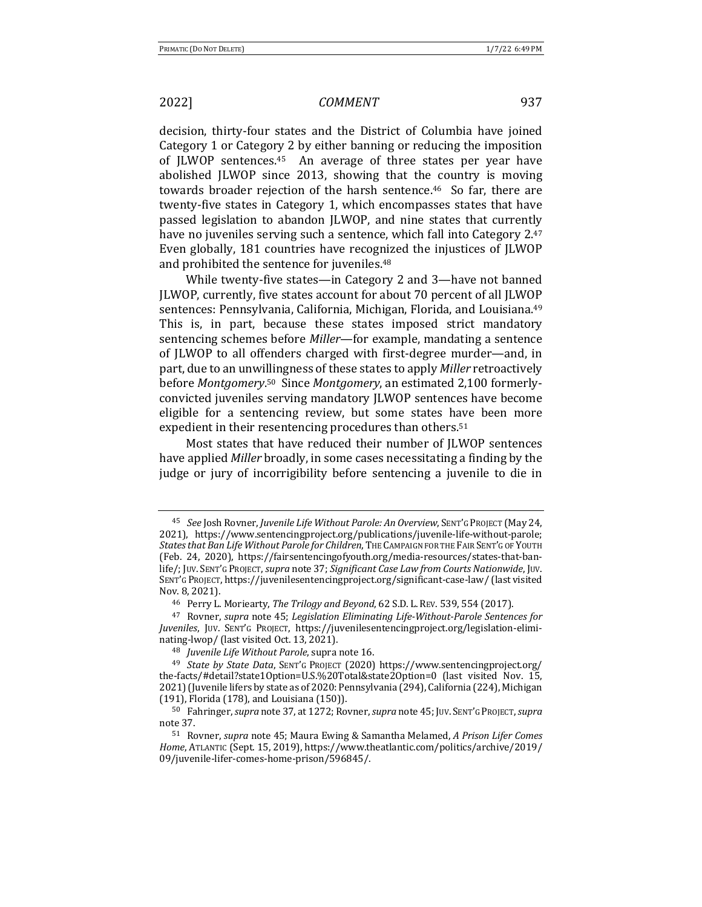decision, thirty-four states and the District of Columbia have joined Category 1 or Category 2 by either banning or reducing the imposition of JLWOP sentences.[45] An average of three states per year have abolished JLWOP since 2013, showing that the country is moving towards broader rejection of the harsh sentence.[46] So far, there are twenty-five states in Category 1, which encompasses states that have passed legislation to abandon JLWOP, and nine states that currently have no juveniles serving such a sentence, which fall into Category 2.[47] Even globally, 181 countries have recognized the injustices of JLWOP and prohibited the sentence for juveniles.[48]

While twenty-five states—in Category 2 and 3—have not banned JLWOP, currently, five states account for about 70 percent of all JLWOP sentences: Pennsylvania, California, Michigan, Florida, and Louisiana.[49] This is, in part, because these states imposed strict mandatory sentencing schemes before *Miller*—for example, mandating a sentence of JLWOP to all offenders charged with first-degree murder—and, in part, due to an unwillingness of these states to apply *Miller* retroactively before *Montgomery*.[50] Since *Montgomery*, an estimated 2,100 formerly-convicted juveniles serving mandatory JLWOP sentences have become eligible for a sentencing review, but some states have been more expedient in their resentencing procedures than others.[51]

Most states that have reduced their number of JLWOP sentences have applied *Miller* broadly, in some cases necessitating a finding by the judge or jury of incorrigibility before sentencing a juvenile to die in

---

[45] *See* Josh Rovner, *Juvenile Life Without Parole: An Overview*, SENT'G PROJECT (May 24, 2021), https://www.sentencingproject.org/publications/juvenile-life-without-parole; *States that Ban Life Without Parole for Children*, THE CAMPAIGN FOR THE FAIR SENT'G OF YOUTH (Feb. 24, 2020), https://fairsentencingofyouth.org/media-resources/states-that-ban-life/; JUV. SENT'G PROJECT, *supra* note 37; *Significant Case Law from Courts Nationwide*, JUV. SENT'G PROJECT, https://juvenilesentencingproject.org/significant-case-law/ (last visited Nov. 8, 2021).

[46] Perry L. Moriearty, *The Trilogy and Beyond*, 62 S.D. L. REV. 539, 554 (2017).

[47] Rovner, *supra* note 45; *Legislation Eliminating Life-Without-Parole Sentences for Juveniles*, JUV. SENT'G PROJECT, https://juvenilesentencingproject.org/legislation-eliminating-lwop/ (last visited Oct. 13, 2021).

[48] *Juvenile Life Without Parole*, supra note 16.

[49] *State by State Data*, SENT'G PROJECT (2020) https://www.sentencingproject.org/the-facts/#detail?state1Option=U.S.%20Total&state2Option=0 (last visited Nov. 15, 2021) (Juvenile lifers by state as of 2020: Pennsylvania (294), California (224), Michigan (191), Florida (178), and Louisiana (150)).

[50] Fahringer, *supra* note 37, at 1272; Rovner, *supra* note 45; JUV. SENT'G PROJECT, *supra* note 37.

[51] Rovner, *supra* note 45; Maura Ewing & Samantha Melamed, *A Prison Lifer Comes Home*, ATLANTIC (Sept. 15, 2019), https://www.theatlantic.com/politics/archive/2019/09/juvenile-lifer-comes-home-prison/596845/.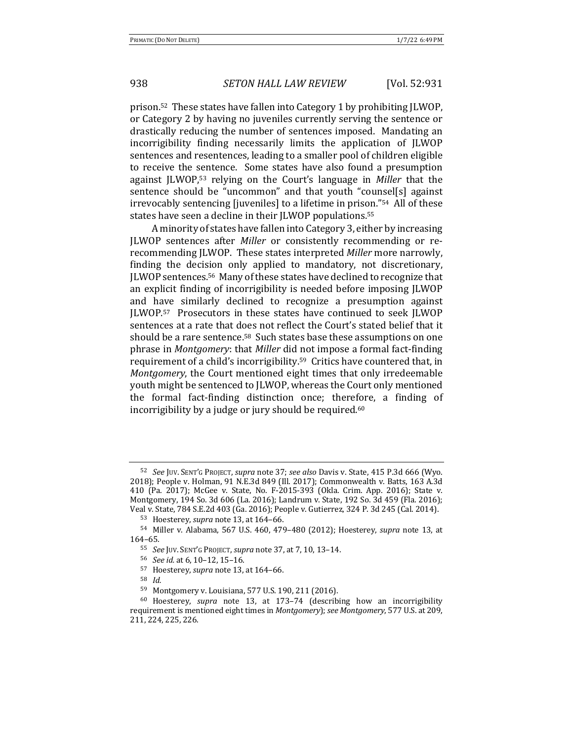prison.[52] These states have fallen into Category 1 by prohibiting JLWOP, or Category 2 by having no juveniles currently serving the sentence or drastically reducing the number of sentences imposed. Mandating an incorrigibility finding necessarily limits the application of JLWOP sentences and resentences, leading to a smaller pool of children eligible to receive the sentence. Some states have also found a presumption against JLWOP,[53] relying on the Court's language in *Miller* that the sentence should be "uncommon" and that youth "counsel[s] against irrevocably sentencing [juveniles] to a lifetime in prison."[54] All of these states have seen a decline in their JLWOP populations.[55]

A minority of states have fallen into Category 3, either by increasing JLWOP sentences after *Miller* or consistently recommending or re-recommending JLWOP. These states interpreted *Miller* more narrowly, finding the decision only applied to mandatory, not discretionary, JLWOP sentences.[56] Many of these states have declined to recognize that an explicit finding of incorrigibility is needed before imposing JLWOP and have similarly declined to recognize a presumption against JLWOP.[57] Prosecutors in these states have continued to seek JLWOP sentences at a rate that does not reflect the Court's stated belief that it should be a rare sentence.[58] Such states base these assumptions on one phrase in *Montgomery*: that *Miller* did not impose a formal fact-finding requirement of a child's incorrigibility.[59] Critics have countered that, in *Montgomery*, the Court mentioned eight times that only irredeemable youth might be sentenced to JLWOP, whereas the Court only mentioned the formal fact-finding distinction once; therefore, a finding of incorrigibility by a judge or jury should be required.[60]

---

[52] *See* JUV. SENT'G PROJECT, *supra* note 37; *see also* Davis v. State, 415 P.3d 666 (Wyo. 2018); People v. Holman, 91 N.E.3d 849 (Ill. 2017); Commonwealth v. Batts, 163 A.3d 410 (Pa. 2017); McGee v. State, No. F-2015-393 (Okla. Crim. App. 2016); State v. Montgomery, 194 So. 3d 606 (La. 2016); Landrum v. State, 192 So. 3d 459 (Fla. 2016); Veal v. State, 784 S.E.2d 403 (Ga. 2016); People v. Gutierrez, 324 P. 3d 245 (Cal. 2014).

[53] Hoesterey, *supra* note 13, at 164–66.

[54] Miller v. Alabama, 567 U.S. 460, 479–480 (2012); Hoesterey, *supra* note 13, at 164–65.

[55] *See* JUV. SENT'G PROJECT, *supra* note 37, at 7, 10, 13–14.

[56] *See id.* at 6, 10–12, 15–16.

[57] Hoesterey, *supra* note 13, at 164–66.

[58] *Id.*

[59] Montgomery v. Louisiana, 577 U.S. 190, 211 (2016).

[60] Hoesterey, *supra* note 13, at 173–74 (describing how an incorrigibility requirement is mentioned eight times in *Montgomery*); *see Montgomery*, 577 U.S. at 209, 211, 224, 225, 226.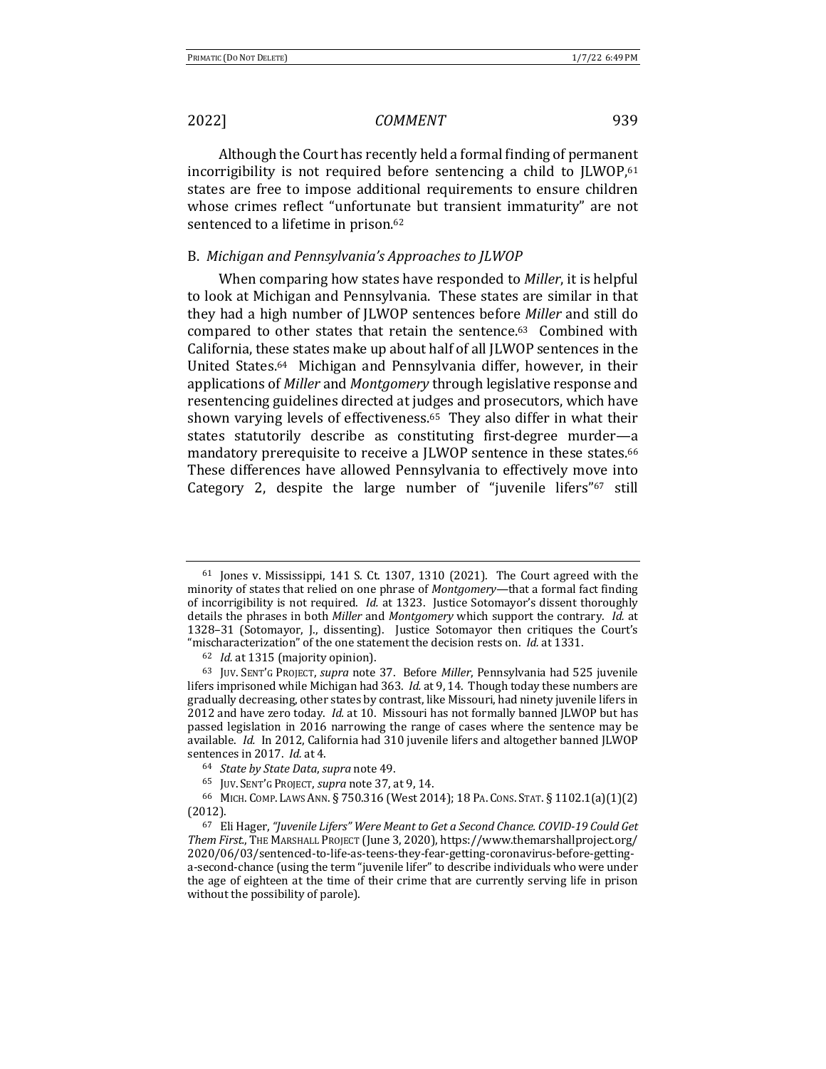Although the Court has recently held a formal finding of permanent incorrigibility is not required before sentencing a child to JLWOP,[61] states are free to impose additional requirements to ensure children whose crimes reflect "unfortunate but transient immaturity" are not sentenced to a lifetime in prison.[62]

### B. *Michigan and Pennsylvania's Approaches to JLWOP*

When comparing how states have responded to *Miller*, it is helpful to look at Michigan and Pennsylvania. These states are similar in that they had a high number of JLWOP sentences before *Miller* and still do compared to other states that retain the sentence.[63] Combined with California, these states make up about half of all JLWOP sentences in the United States.[64] Michigan and Pennsylvania differ, however, in their applications of *Miller* and *Montgomery* through legislative response and resentencing guidelines directed at judges and prosecutors, which have shown varying levels of effectiveness.[65] They also differ in what their states statutorily describe as constituting first-degree murder—a mandatory prerequisite to receive a JLWOP sentence in these states.[66] These differences have allowed Pennsylvania to effectively move into Category 2, despite the large number of "juvenile lifers"[67] still

---

[61] Jones v. Mississippi, 141 S. Ct. 1307, 1310 (2021). The Court agreed with the minority of states that relied on one phrase of *Montgomery*—that a formal fact finding of incorrigibility is not required. *Id.* at 1323. Justice Sotomayor's dissent thoroughly details the phrases in both *Miller* and *Montgomery* which support the contrary. *Id.* at 1328–31 (Sotomayor, J., dissenting). Justice Sotomayor then critiques the Court's "mischaracterization" of the one statement the decision rests on. *Id.* at 1331.

[62] *Id.* at 1315 (majority opinion).

[63] JUV. SENT'G PROJECT, *supra* note 37. Before *Miller*, Pennsylvania had 525 juvenile lifers imprisoned while Michigan had 363. *Id.* at 9, 14. Though today these numbers are gradually decreasing, other states by contrast, like Missouri, had ninety juvenile lifers in 2012 and have zero today. *Id.* at 10. Missouri has not formally banned JLWOP but has passed legislation in 2016 narrowing the range of cases where the sentence may be available. *Id.* In 2012, California had 310 juvenile lifers and altogether banned JLWOP sentences in 2017. *Id.* at 4.

[64] *State by State Data*, *supra* note 49.

[65] JUV. SENT'G PROJECT, *supra* note 37, at 9, 14.

[66] MICH. COMP. LAWS ANN. § 750.316 (West 2014); 18 PA. CONS. STAT. § 1102.1(a)(1)(2) (2012).

[67] Eli Hager, *"Juvenile Lifers" Were Meant to Get a Second Chance. COVID-19 Could Get Them First.*, THE MARSHALL PROJECT (June 3, 2020), https://www.themarshallproject.org/2020/06/03/sentenced-to-life-as-teens-they-fear-getting-coronavirus-before-getting-a-second-chance (using the term "juvenile lifer" to describe individuals who were under the age of eighteen at the time of their crime that are currently serving life in prison without the possibility of parole).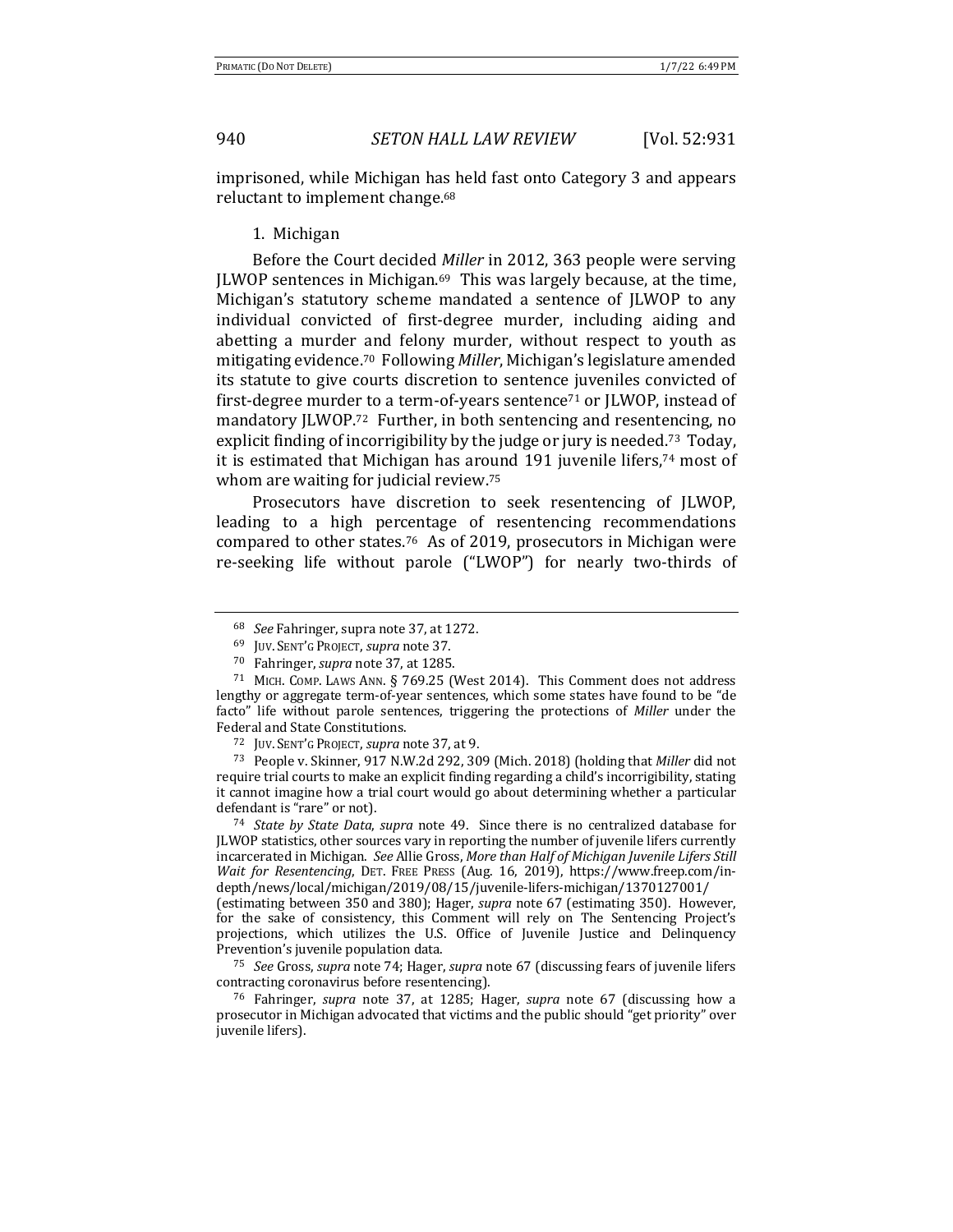imprisoned, while Michigan has held fast onto Category 3 and appears reluctant to implement change.[68]

1. Michigan

Before the Court decided *Miller* in 2012, 363 people were serving JLWOP sentences in Michigan.[69] This was largely because, at the time, Michigan's statutory scheme mandated a sentence of JLWOP to any individual convicted of first-degree murder, including aiding and abetting a murder and felony murder, without respect to youth as mitigating evidence.[70] Following *Miller*, Michigan's legislature amended its statute to give courts discretion to sentence juveniles convicted of first-degree murder to a term-of-years sentence[71] or JLWOP, instead of mandatory JLWOP.[72] Further, in both sentencing and resentencing, no explicit finding of incorrigibility by the judge or jury is needed.[73] Today, it is estimated that Michigan has around 191 juvenile lifers,[74] most of whom are waiting for judicial review.[75]

Prosecutors have discretion to seek resentencing of JLWOP, leading to a high percentage of resentencing recommendations compared to other states.[76] As of 2019, prosecutors in Michigan were re-seeking life without parole ("LWOP") for nearly two-thirds of

---

[68] *See* Fahringer, supra note 37, at 1272.

[69] JUV. SENT'G PROJECT, *supra* note 37.

[70] Fahringer, *supra* note 37, at 1285.

[71] MICH. COMP. LAWS ANN. § 769.25 (West 2014). This Comment does not address lengthy or aggregate term-of-year sentences, which some states have found to be "de facto" life without parole sentences, triggering the protections of *Miller* under the Federal and State Constitutions.

[72] JUV. SENT'G PROJECT, *supra* note 37, at 9.

[73] People v. Skinner, 917 N.W.2d 292, 309 (Mich. 2018) (holding that *Miller* did not require trial courts to make an explicit finding regarding a child's incorrigibility, stating it cannot imagine how a trial court would go about determining whether a particular defendant is "rare" or not).

[74] *State by State Data*, *supra* note 49. Since there is no centralized database for JLWOP statistics, other sources vary in reporting the number of juvenile lifers currently incarcerated in Michigan. *See* Allie Gross, *More than Half of Michigan Juvenile Lifers Still Wait for Resentencing*, DET. FREE PRESS (Aug. 16, 2019), https://www.freep.com/in-depth/news/local/michigan/2019/08/15/juvenile-lifers-michigan/1370127001/ (estimating between 350 and 380); Hager, *supra* note 67 (estimating 350). However, for the sake of consistency, this Comment will rely on The Sentencing Project's projections, which utilizes the U.S. Office of Juvenile Justice and Delinquency Prevention's juvenile population data.

[75] *See* Gross, *supra* note 74; Hager, *supra* note 67 (discussing fears of juvenile lifers contracting coronavirus before resentencing).

[76] Fahringer, *supra* note 37, at 1285; Hager, *supra* note 67 (discussing how a prosecutor in Michigan advocated that victims and the public should "get priority" over juvenile lifers).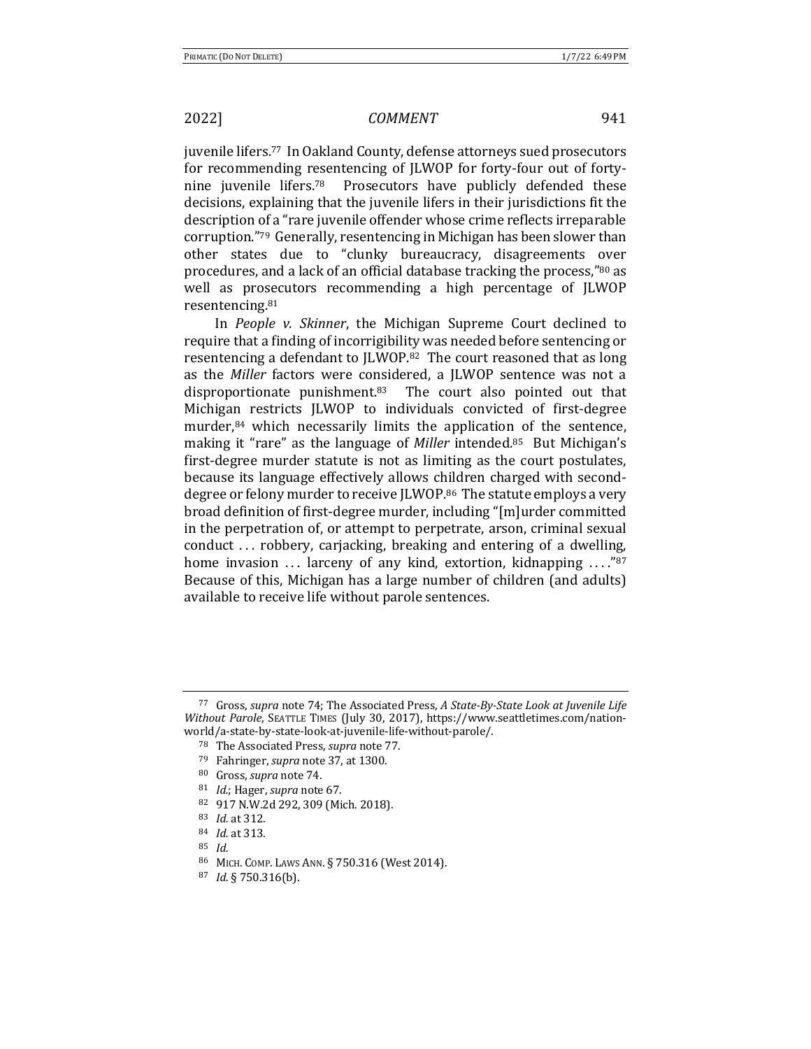juvenile lifers.[77] In Oakland County, defense attorneys sued prosecutors for recommending resentencing of JLWOP for forty-four out of forty-nine juvenile lifers.[78] Prosecutors have publicly defended these decisions, explaining that the juvenile lifers in their jurisdictions fit the description of a "rare juvenile offender whose crime reflects irreparable corruption."[79] Generally, resentencing in Michigan has been slower than other states due to "clunky bureaucracy, disagreements over procedures, and a lack of an official database tracking the process,"[80] as well as prosecutors recommending a high percentage of JLWOP resentencing.[81]

In *People v. Skinner*, the Michigan Supreme Court declined to require that a finding of incorrigibility was needed before sentencing or resentencing a defendant to JLWOP.[82] The court reasoned that as long as the *Miller* factors were considered, a JLWOP sentence was not a disproportionate punishment.[83] The court also pointed out that Michigan restricts JLWOP to individuals convicted of first-degree murder,[84] which necessarily limits the application of the sentence, making it "rare" as the language of *Miller* intended.[85] But Michigan's first-degree murder statute is not as limiting as the court postulates, because its language effectively allows children charged with second-degree or felony murder to receive JLWOP.[86] The statute employs a very broad definition of first-degree murder, including "[m]urder committed in the perpetration of, or attempt to perpetrate, arson, criminal sexual conduct . . . robbery, carjacking, breaking and entering of a dwelling, home invasion . . . larceny of any kind, extortion, kidnapping . . . ."[87] Because of this, Michigan has a large number of children (and adults) available to receive life without parole sentences.

---

[77] Gross, *supra* note 74; The Associated Press, *A State-By-State Look at Juvenile Life Without Parole*, SEATTLE TIMES (July 30, 2017), https://www.seattletimes.com/nation-world/a-state-by-state-look-at-juvenile-life-without-parole/.

[78] The Associated Press, *supra* note 77.

[79] Fahringer, *supra* note 37, at 1300.

[80] Gross, *supra* note 74.

[81] *Id.*; Hager, *supra* note 67.

[82] 917 N.W.2d 292, 309 (Mich. 2018).

[83] *Id.* at 312.

[84] *Id.* at 313.

[85] *Id.*

[86] MICH. COMP. LAWS ANN. § 750.316 (West 2014).

[87] *Id.* § 750.316(b).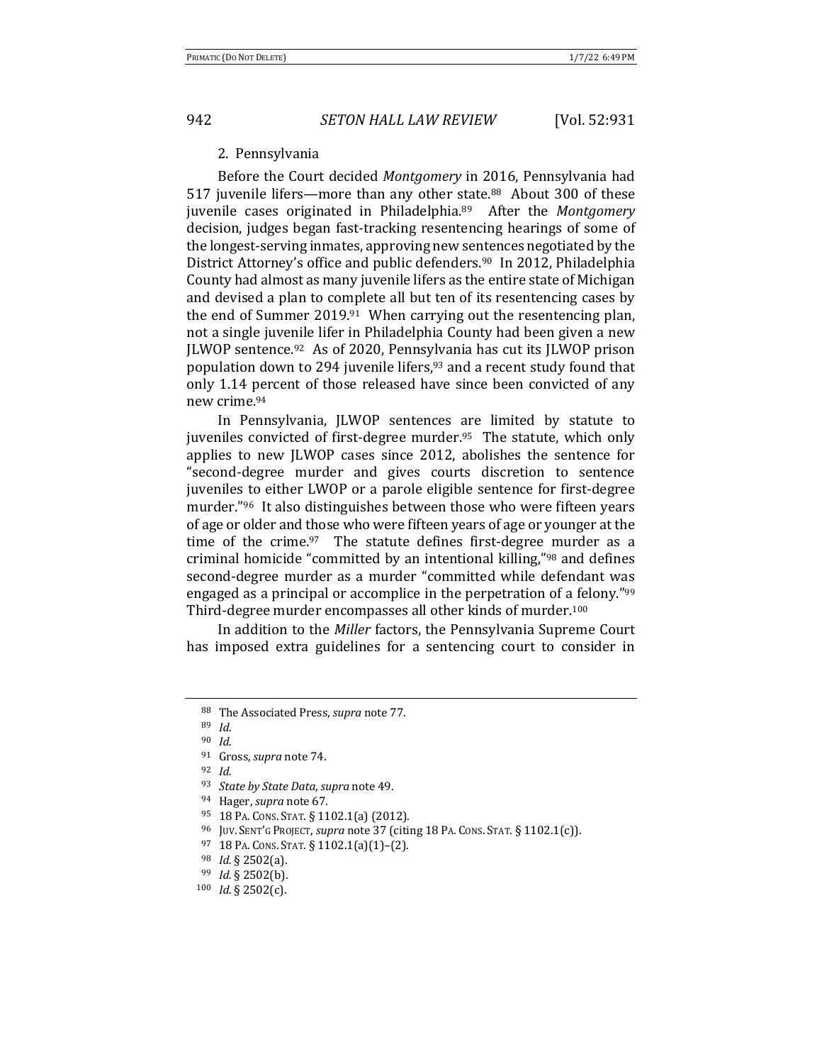### 2. Pennsylvania

Before the Court decided *Montgomery* in 2016, Pennsylvania had 517 juvenile lifers—more than any other state.[88] About 300 of these juvenile cases originated in Philadelphia.[89] After the *Montgomery* decision, judges began fast-tracking resentencing hearings of some of the longest-serving inmates, approving new sentences negotiated by the District Attorney's office and public defenders.[90] In 2012, Philadelphia County had almost as many juvenile lifers as the entire state of Michigan and devised a plan to complete all but ten of its resentencing cases by the end of Summer 2019.[91] When carrying out the resentencing plan, not a single juvenile lifer in Philadelphia County had been given a new JLWOP sentence.[92] As of 2020, Pennsylvania has cut its JLWOP prison population down to 294 juvenile lifers,[93] and a recent study found that only 1.14 percent of those released have since been convicted of any new crime.[94]

In Pennsylvania, JLWOP sentences are limited by statute to juveniles convicted of first-degree murder.[95] The statute, which only applies to new JLWOP cases since 2012, abolishes the sentence for "second-degree murder and gives courts discretion to sentence juveniles to either LWOP or a parole eligible sentence for first-degree murder."[96] It also distinguishes between those who were fifteen years of age or older and those who were fifteen years of age or younger at the time of the crime.[97] The statute defines first-degree murder as a criminal homicide "committed by an intentional killing,"[98] and defines second-degree murder as a murder "committed while defendant was engaged as a principal or accomplice in the perpetration of a felony."[99] Third-degree murder encompasses all other kinds of murder.[100]

In addition to the *Miller* factors, the Pennsylvania Supreme Court has imposed extra guidelines for a sentencing court to consider in

---

[88] The Associated Press, *supra* note 77.

[89] *Id.*

[90] *Id.*

[91] Gross, *supra* note 74.

[92] *Id.*

[93] *State by State Data*, *supra* note 49.

[94] Hager, *supra* note 67.

[95] 18 Pa. Cons. Stat. § 1102.1(a) (2012).

[96] Juv. Sent'g Project, *supra* note 37 (citing 18 Pa. Cons. Stat. § 1102.1(c)).

[97] 18 Pa. Cons. Stat. § 1102.1(a)(1)–(2).

[98] *Id.* § 2502(a).

[99] *Id.* § 2502(b).

[100] *Id.* § 2502(c).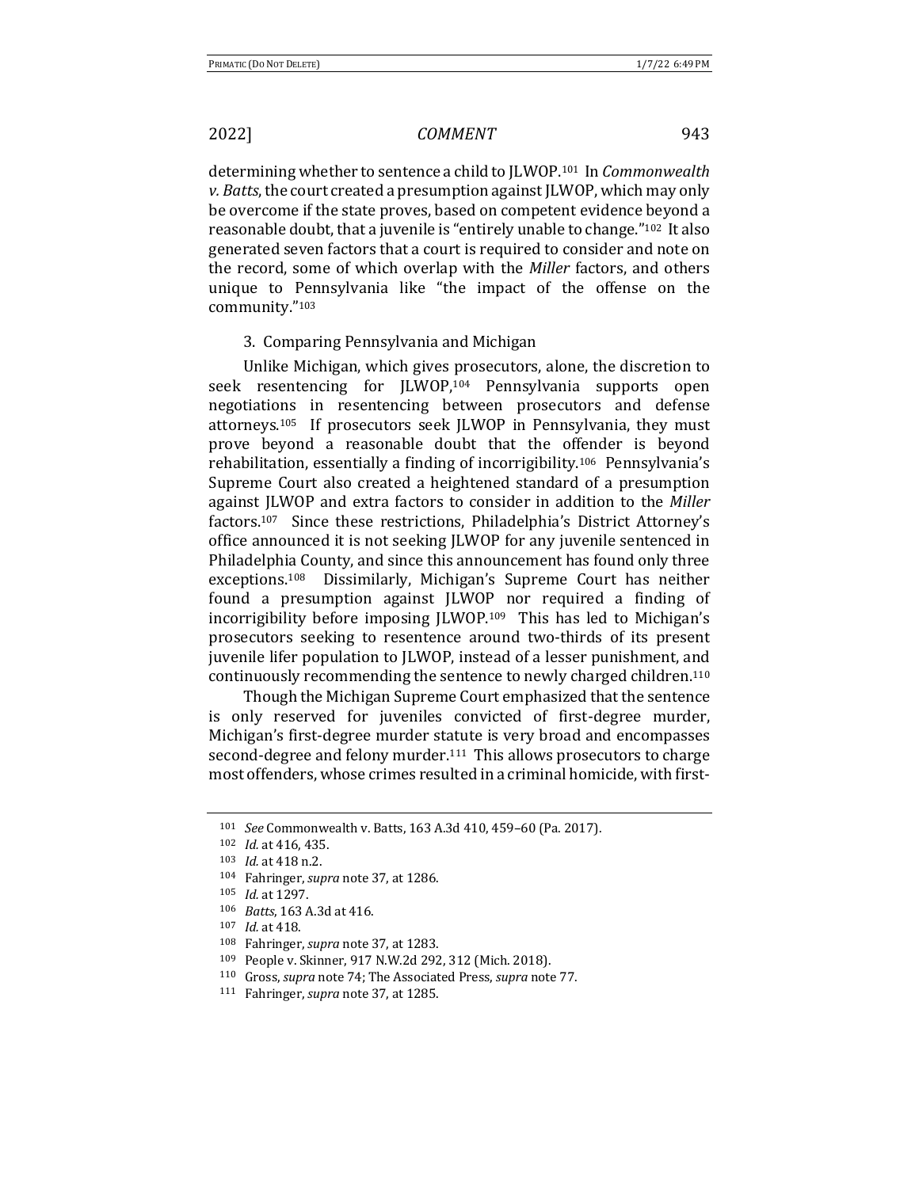determining whether to sentence a child to JLWOP.[101] In *Commonwealth v. Batts*, the court created a presumption against JLWOP, which may only be overcome if the state proves, based on competent evidence beyond a reasonable doubt, that a juvenile is "entirely unable to change."[102] It also generated seven factors that a court is required to consider and note on the record, some of which overlap with the *Miller* factors, and others unique to Pennsylvania like "the impact of the offense on the community."[103]

### 3. Comparing Pennsylvania and Michigan

Unlike Michigan, which gives prosecutors, alone, the discretion to seek resentencing for JLWOP,[104] Pennsylvania supports open negotiations in resentencing between prosecutors and defense attorneys.[105] If prosecutors seek JLWOP in Pennsylvania, they must prove beyond a reasonable doubt that the offender is beyond rehabilitation, essentially a finding of incorrigibility.[106] Pennsylvania's Supreme Court also created a heightened standard of a presumption against JLWOP and extra factors to consider in addition to the *Miller* factors.[107] Since these restrictions, Philadelphia's District Attorney's office announced it is not seeking JLWOP for any juvenile sentenced in Philadelphia County, and since this announcement has found only three exceptions.[108] Dissimilarly, Michigan's Supreme Court has neither found a presumption against JLWOP nor required a finding of incorrigibility before imposing JLWOP.[109] This has led to Michigan's prosecutors seeking to resentence around two-thirds of its present juvenile lifer population to JLWOP, instead of a lesser punishment, and continuously recommending the sentence to newly charged children.[110]

Though the Michigan Supreme Court emphasized that the sentence is only reserved for juveniles convicted of first-degree murder, Michigan's first-degree murder statute is very broad and encompasses second-degree and felony murder.[111] This allows prosecutors to charge most offenders, whose crimes resulted in a criminal homicide, with first-

---

[101] *See* Commonwealth v. Batts, 163 A.3d 410, 459–60 (Pa. 2017).

[102] *Id.* at 416, 435.

[103] *Id.* at 418 n.2.

[104] Fahringer, *supra* note 37, at 1286.

[105] *Id.* at 1297.

[106] *Batts*, 163 A.3d at 416.

[107] *Id.* at 418.

[108] Fahringer, *supra* note 37, at 1283.

[109] People v. Skinner, 917 N.W.2d 292, 312 (Mich. 2018).

[110] Gross, *supra* note 74; The Associated Press, *supra* note 77.

[111] Fahringer, *supra* note 37, at 1285.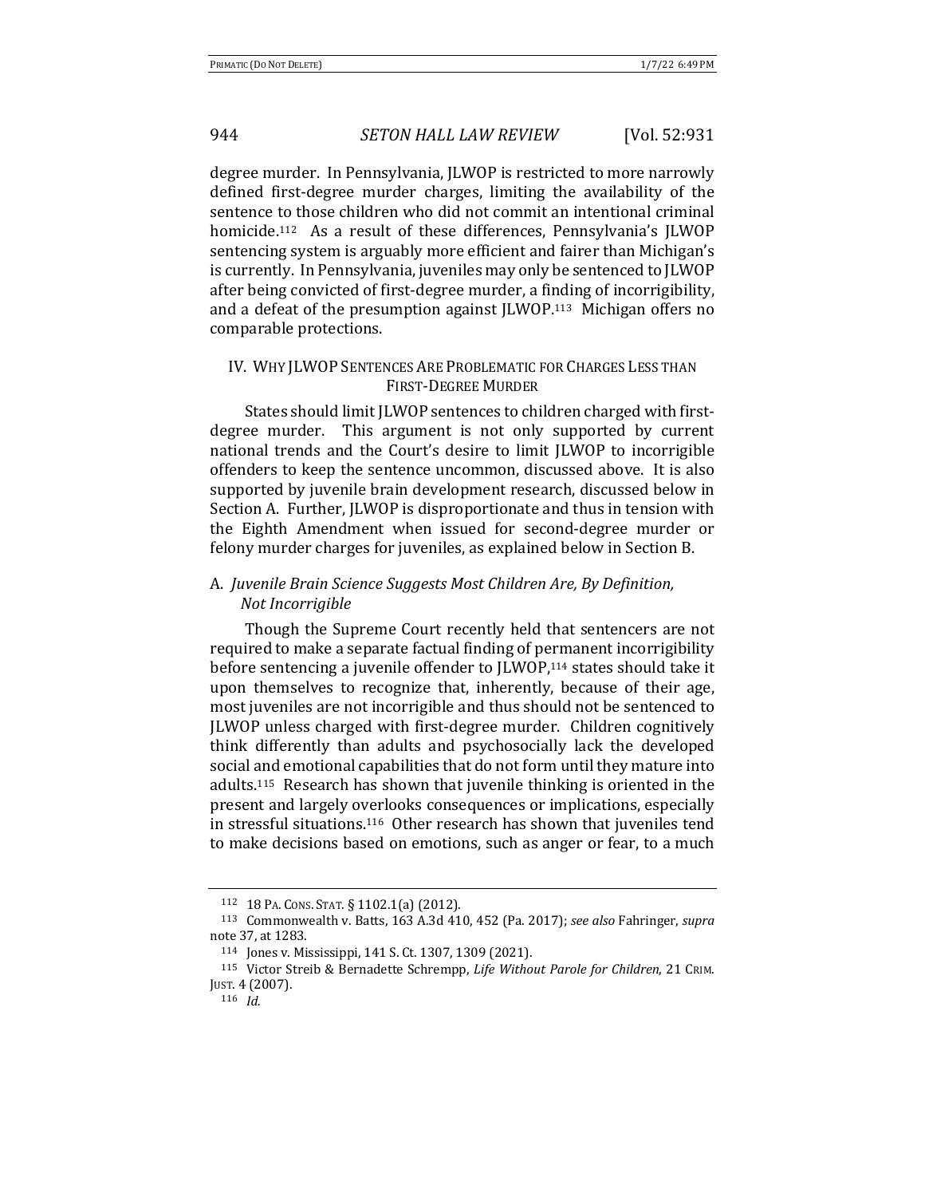degree murder. In Pennsylvania, JLWOP is restricted to more narrowly defined first-degree murder charges, limiting the availability of the sentence to those children who did not commit an intentional criminal homicide.[112] As a result of these differences, Pennsylvania's JLWOP sentencing system is arguably more efficient and fairer than Michigan's is currently. In Pennsylvania, juveniles may only be sentenced to JLWOP after being convicted of first-degree murder, a finding of incorrigibility, and a defeat of the presumption against JLWOP.[113] Michigan offers no comparable protections.

## IV. Why JLWOP Sentences Are Problematic for Charges Less than First-Degree Murder

States should limit JLWOP sentences to children charged with first-degree murder. This argument is not only supported by current national trends and the Court's desire to limit JLWOP to incorrigible offenders to keep the sentence uncommon, discussed above. It is also supported by juvenile brain development research, discussed below in Section A. Further, JLWOP is disproportionate and thus in tension with the Eighth Amendment when issued for second-degree murder or felony murder charges for juveniles, as explained below in Section B.

### A. *Juvenile Brain Science Suggests Most Children Are, By Definition, Not Incorrigible*

Though the Supreme Court recently held that sentencers are not required to make a separate factual finding of permanent incorrigibility before sentencing a juvenile offender to JLWOP,[114] states should take it upon themselves to recognize that, inherently, because of their age, most juveniles are not incorrigible and thus should not be sentenced to JLWOP unless charged with first-degree murder. Children cognitively think differently than adults and psychosocially lack the developed social and emotional capabilities that do not form until they mature into adults.[115] Research has shown that juvenile thinking is oriented in the present and largely overlooks consequences or implications, especially in stressful situations.[116] Other research has shown that juveniles tend to make decisions based on emotions, such as anger or fear, to a much

---

[112] 18 Pa. Cons. Stat. § 1102.1(a) (2012).

[113] Commonwealth v. Batts, 163 A.3d 410, 452 (Pa. 2017); *see also* Fahringer, *supra* note 37, at 1283.

[114] Jones v. Mississippi, 141 S. Ct. 1307, 1309 (2021).

[115] Victor Streib & Bernadette Schrempp, *Life Without Parole for Children*, 21 Crim. Just. 4 (2007).

[116] *Id.*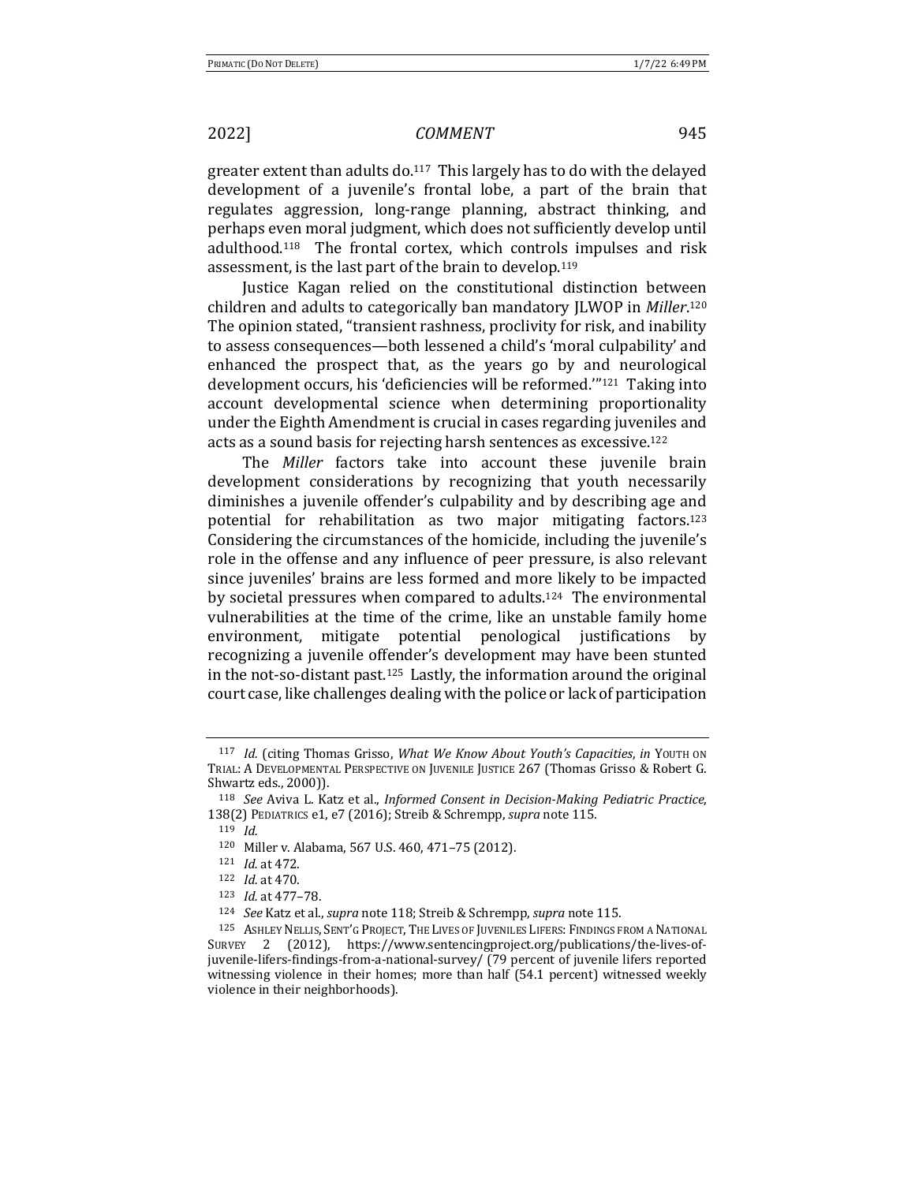greater extent than adults do.[117] This largely has to do with the delayed development of a juvenile's frontal lobe, a part of the brain that regulates aggression, long-range planning, abstract thinking, and perhaps even moral judgment, which does not sufficiently develop until adulthood.[118] The frontal cortex, which controls impulses and risk assessment, is the last part of the brain to develop.[119]

Justice Kagan relied on the constitutional distinction between children and adults to categorically ban mandatory JLWOP in *Miller*.[120] The opinion stated, "transient rashness, proclivity for risk, and inability to assess consequences—both lessened a child's 'moral culpability' and enhanced the prospect that, as the years go by and neurological development occurs, his 'deficiencies will be reformed.'"[121] Taking into account developmental science when determining proportionality under the Eighth Amendment is crucial in cases regarding juveniles and acts as a sound basis for rejecting harsh sentences as excessive.[122]

The *Miller* factors take into account these juvenile brain development considerations by recognizing that youth necessarily diminishes a juvenile offender's culpability and by describing age and potential for rehabilitation as two major mitigating factors.[123] Considering the circumstances of the homicide, including the juvenile's role in the offense and any influence of peer pressure, is also relevant since juveniles' brains are less formed and more likely to be impacted by societal pressures when compared to adults.[124] The environmental vulnerabilities at the time of the crime, like an unstable family home environment, mitigate potential penological justifications by recognizing a juvenile offender's development may have been stunted in the not-so-distant past.[125] Lastly, the information around the original court case, like challenges dealing with the police or lack of participation

---

[117] *Id.* (citing Thomas Grisso, *What We Know About Youth's Capacities*, *in* YOUTH ON TRIAL: A DEVELOPMENTAL PERSPECTIVE ON JUVENILE JUSTICE 267 (Thomas Grisso & Robert G. Shwartz eds., 2000)).

[118] *See* Aviva L. Katz et al., *Informed Consent in Decision-Making Pediatric Practice*, 138(2) PEDIATRICS e1, e7 (2016); Streib & Schrempp, *supra* note 115.

[119] *Id.*

[120] Miller v. Alabama, 567 U.S. 460, 471–75 (2012).

[121] *Id.* at 472.

[122] *Id.* at 470.

[123] *Id.* at 477–78.

[124] *See* Katz et al., *supra* note 118; Streib & Schrempp, *supra* note 115.

[125] ASHLEY NELLIS, SENT'G PROJECT, THE LIVES OF JUVENILES LIFERS: FINDINGS FROM A NATIONAL SURVEY 2 (2012), https://www.sentencingproject.org/publications/the-lives-of-juvenile-lifers-findings-from-a-national-survey/ (79 percent of juvenile lifers reported witnessing violence in their homes; more than half (54.1 percent) witnessed weekly violence in their neighborhoods).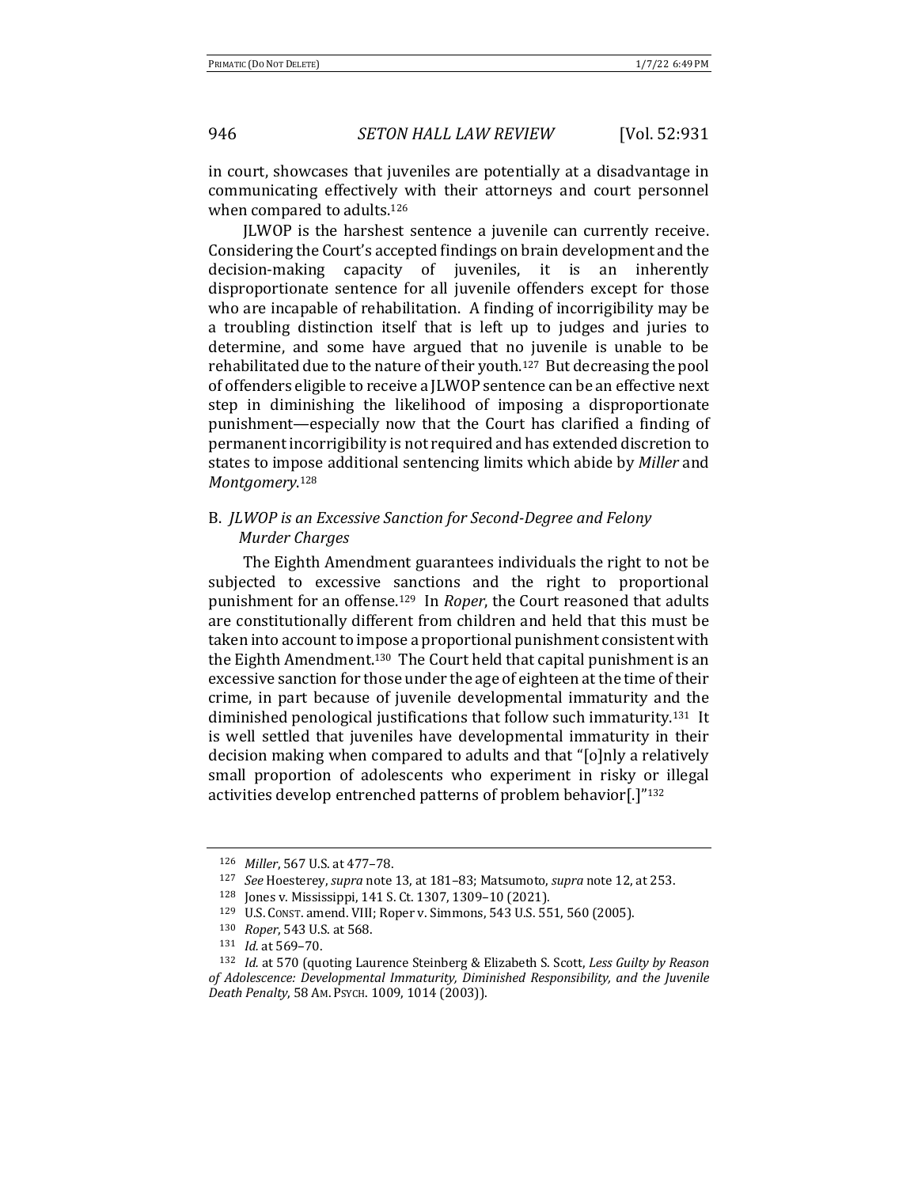in court, showcases that juveniles are potentially at a disadvantage in communicating effectively with their attorneys and court personnel when compared to adults.[126]

JLWOP is the harshest sentence a juvenile can currently receive. Considering the Court's accepted findings on brain development and the decision-making capacity of juveniles, it is an inherently disproportionate sentence for all juvenile offenders except for those who are incapable of rehabilitation. A finding of incorrigibility may be a troubling distinction itself that is left up to judges and juries to determine, and some have argued that no juvenile is unable to be rehabilitated due to the nature of their youth.[127] But decreasing the pool of offenders eligible to receive a JLWOP sentence can be an effective next step in diminishing the likelihood of imposing a disproportionate punishment—especially now that the Court has clarified a finding of permanent incorrigibility is not required and has extended discretion to states to impose additional sentencing limits which abide by *Miller* and *Montgomery*.[128]

## B. *JLWOP is an Excessive Sanction for Second-Degree and Felony Murder Charges*

The Eighth Amendment guarantees individuals the right to not be subjected to excessive sanctions and the right to proportional punishment for an offense.[129] In *Roper*, the Court reasoned that adults are constitutionally different from children and held that this must be taken into account to impose a proportional punishment consistent with the Eighth Amendment.[130] The Court held that capital punishment is an excessive sanction for those under the age of eighteen at the time of their crime, in part because of juvenile developmental immaturity and the diminished penological justifications that follow such immaturity.[131] It is well settled that juveniles have developmental immaturity in their decision making when compared to adults and that "[o]nly a relatively small proportion of adolescents who experiment in risky or illegal activities develop entrenched patterns of problem behavior[.]"[132]

---

[126] *Miller*, 567 U.S. at 477–78.

[127] *See* Hoesterey, *supra* note 13, at 181–83; Matsumoto, *supra* note 12, at 253.

[128] Jones v. Mississippi, 141 S. Ct. 1307, 1309–10 (2021).

[129] U.S. CONST. amend. VIII; Roper v. Simmons, 543 U.S. 551, 560 (2005).

[130] *Roper*, 543 U.S. at 568.

[131] *Id.* at 569–70.

[132] *Id.* at 570 (quoting Laurence Steinberg & Elizabeth S. Scott, *Less Guilty by Reason of Adolescence: Developmental Immaturity, Diminished Responsibility, and the Juvenile Death Penalty*, 58 AM. PSYCH. 1009, 1014 (2003)).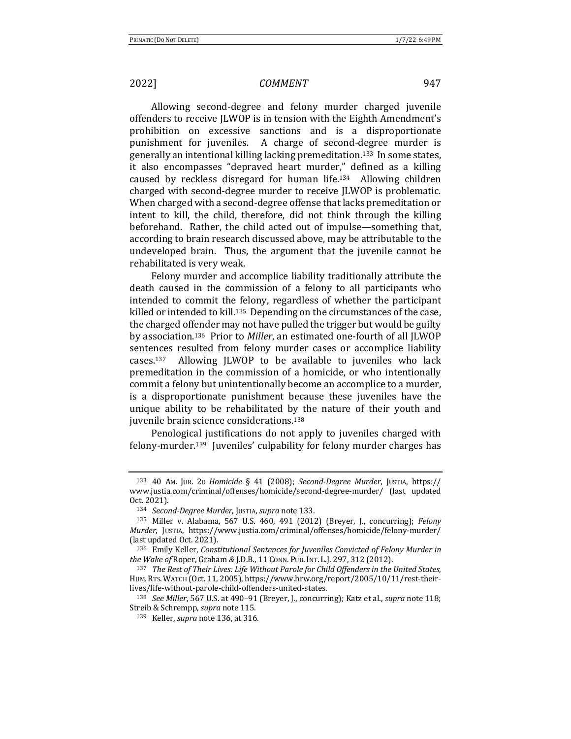Allowing second-degree and felony murder charged juvenile offenders to receive JLWOP is in tension with the Eighth Amendment's prohibition on excessive sanctions and is a disproportionate punishment for juveniles. A charge of second-degree murder is generally an intentional killing lacking premeditation.[133] In some states, it also encompasses "depraved heart murder," defined as a killing caused by reckless disregard for human life.[134] Allowing children charged with second-degree murder to receive JLWOP is problematic. When charged with a second-degree offense that lacks premeditation or intent to kill, the child, therefore, did not think through the killing beforehand. Rather, the child acted out of impulse—something that, according to brain research discussed above, may be attributable to the undeveloped brain. Thus, the argument that the juvenile cannot be rehabilitated is very weak.

Felony murder and accomplice liability traditionally attribute the death caused in the commission of a felony to all participants who intended to commit the felony, regardless of whether the participant killed or intended to kill.[135] Depending on the circumstances of the case, the charged offender may not have pulled the trigger but would be guilty by association.[136] Prior to *Miller*, an estimated one-fourth of all JLWOP sentences resulted from felony murder cases or accomplice liability cases.[137] Allowing JLWOP to be available to juveniles who lack premeditation in the commission of a homicide, or who intentionally commit a felony but unintentionally become an accomplice to a murder, is a disproportionate punishment because these juveniles have the unique ability to be rehabilitated by the nature of their youth and juvenile brain science considerations.[138]

Penological justifications do not apply to juveniles charged with felony-murder.[139] Juveniles' culpability for felony murder charges has

---

[133] 40 AM. JUR. 2D *Homicide* § 41 (2008); *Second-Degree Murder*, JUSTIA, https://www.justia.com/criminal/offenses/homicide/second-degree-murder/ (last updated Oct. 2021).

[134] *Second-Degree Murder*, JUSTIA, *supra* note 133.

[135] Miller v. Alabama, 567 U.S. 460, 491 (2012) (Breyer, J., concurring); *Felony Murder*, JUSTIA, https://www.justia.com/criminal/offenses/homicide/felony-murder/ (last updated Oct. 2021).

[136] Emily Keller, *Constitutional Sentences for Juveniles Convicted of Felony Murder in the Wake of* Roper, Graham *&* J.D.B., 11 CONN. PUB. INT. L.J. 297, 312 (2012).

[137] *The Rest of Their Lives: Life Without Parole for Child Offenders in the United States*, HUM. RTS. WATCH (Oct. 11, 2005), https://www.hrw.org/report/2005/10/11/rest-their-lives/life-without-parole-child-offenders-united-states.

[138] *See Miller*, 567 U.S. at 490–91 (Breyer, J., concurring); Katz et al., *supra* note 118; Streib & Schrempp, *supra* note 115.

[139] Keller, *supra* note 136, at 316.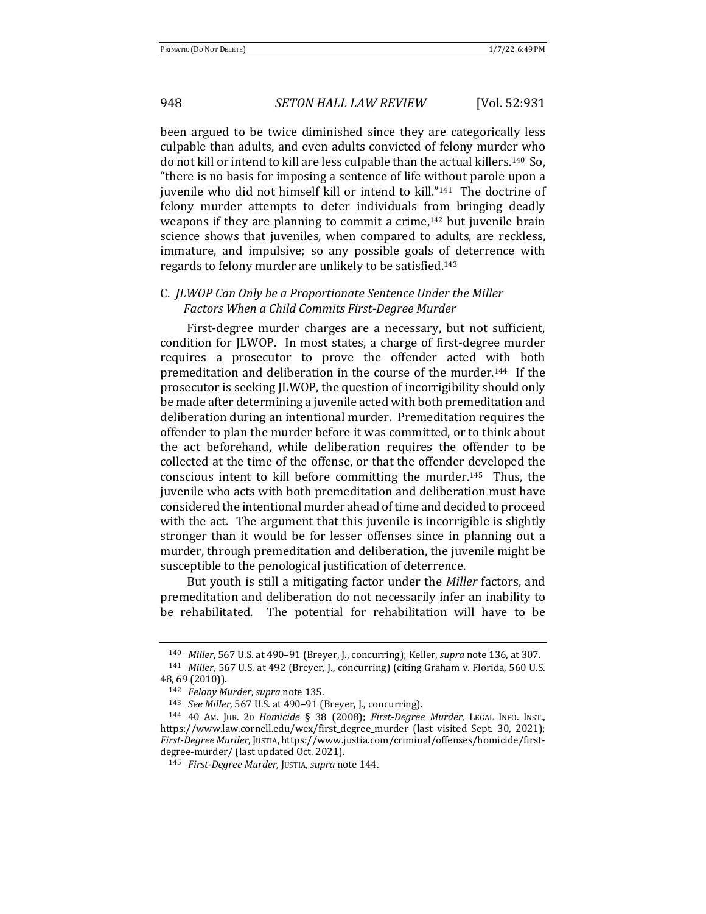been argued to be twice diminished since they are categorically less culpable than adults, and even adults convicted of felony murder who do not kill or intend to kill are less culpable than the actual killers.[140] So, "there is no basis for imposing a sentence of life without parole upon a juvenile who did not himself kill or intend to kill."[141] The doctrine of felony murder attempts to deter individuals from bringing deadly weapons if they are planning to commit a crime,[142] but juvenile brain science shows that juveniles, when compared to adults, are reckless, immature, and impulsive; so any possible goals of deterrence with regards to felony murder are unlikely to be satisfied.[143]

### C. *JLWOP Can Only be a Proportionate Sentence Under the Miller Factors When a Child Commits First-Degree Murder*

First-degree murder charges are a necessary, but not sufficient, condition for JLWOP. In most states, a charge of first-degree murder requires a prosecutor to prove the offender acted with both premeditation and deliberation in the course of the murder.[144] If the prosecutor is seeking JLWOP, the question of incorrigibility should only be made after determining a juvenile acted with both premeditation and deliberation during an intentional murder. Premeditation requires the offender to plan the murder before it was committed, or to think about the act beforehand, while deliberation requires the offender to be collected at the time of the offense, or that the offender developed the conscious intent to kill before committing the murder.[145] Thus, the juvenile who acts with both premeditation and deliberation must have considered the intentional murder ahead of time and decided to proceed with the act. The argument that this juvenile is incorrigible is slightly stronger than it would be for lesser offenses since in planning out a murder, through premeditation and deliberation, the juvenile might be susceptible to the penological justification of deterrence.

But youth is still a mitigating factor under the *Miller* factors, and premeditation and deliberation do not necessarily infer an inability to be rehabilitated. The potential for rehabilitation will have to be

---

[140] *Miller*, 567 U.S. at 490–91 (Breyer, J., concurring); Keller, *supra* note 136, at 307.

[141] *Miller*, 567 U.S. at 492 (Breyer, J., concurring) (citing Graham v. Florida, 560 U.S. 48, 69 (2010)).

[142] *Felony Murder*, *supra* note 135.

[143] *See Miller*, 567 U.S. at 490–91 (Breyer, J., concurring).

[144] 40 AM. JUR. 2D *Homicide* § 38 (2008); *First-Degree Murder*, LEGAL INFO. INST., https://www.law.cornell.edu/wex/first_degree_murder (last visited Sept. 30, 2021); *First-Degree Murder*, JUSTIA, https://www.justia.com/criminal/offenses/homicide/first-degree-murder/ (last updated Oct. 2021).

[145] *First-Degree Murder*, JUSTIA, *supra* note 144.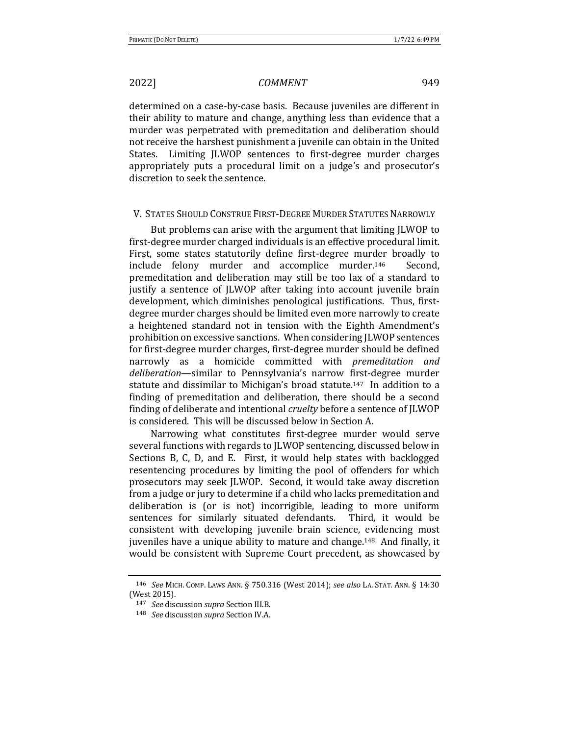determined on a case-by-case basis. Because juveniles are different in their ability to mature and change, anything less than evidence that a murder was perpetrated with premeditation and deliberation should not receive the harshest punishment a juvenile can obtain in the United States. Limiting JLWOP sentences to first-degree murder charges appropriately puts a procedural limit on a judge's and prosecutor's discretion to seek the sentence.

## V. STATES SHOULD CONSTRUE FIRST-DEGREE MURDER STATUTES NARROWLY

But problems can arise with the argument that limiting JLWOP to first-degree murder charged individuals is an effective procedural limit. First, some states statutorily define first-degree murder broadly to include felony murder and accomplice murder.[146] Second, premeditation and deliberation may still be too lax of a standard to justify a sentence of JLWOP after taking into account juvenile brain development, which diminishes penological justifications. Thus, first-degree murder charges should be limited even more narrowly to create a heightened standard not in tension with the Eighth Amendment's prohibition on excessive sanctions. When considering JLWOP sentences for first-degree murder charges, first-degree murder should be defined narrowly as a homicide committed with *premeditation and deliberation*—similar to Pennsylvania's narrow first-degree murder statute and dissimilar to Michigan's broad statute.[147] In addition to a finding of premeditation and deliberation, there should be a second finding of deliberate and intentional *cruelty* before a sentence of JLWOP is considered. This will be discussed below in Section A.

Narrowing what constitutes first-degree murder would serve several functions with regards to JLWOP sentencing, discussed below in Sections B, C, D, and E. First, it would help states with backlogged resentencing procedures by limiting the pool of offenders for which prosecutors may seek JLWOP. Second, it would take away discretion from a judge or jury to determine if a child who lacks premeditation and deliberation is (or is not) incorrigible, leading to more uniform sentences for similarly situated defendants. Third, it would be consistent with developing juvenile brain science, evidencing most juveniles have a unique ability to mature and change.[148] And finally, it would be consistent with Supreme Court precedent, as showcased by

---

[146] *See* MICH. COMP. LAWS ANN. § 750.316 (West 2014); *see also* LA. STAT. ANN. § 14:30 (West 2015).

[147] *See* discussion *supra* Section III.B.

[148] *See* discussion *supra* Section IV.A.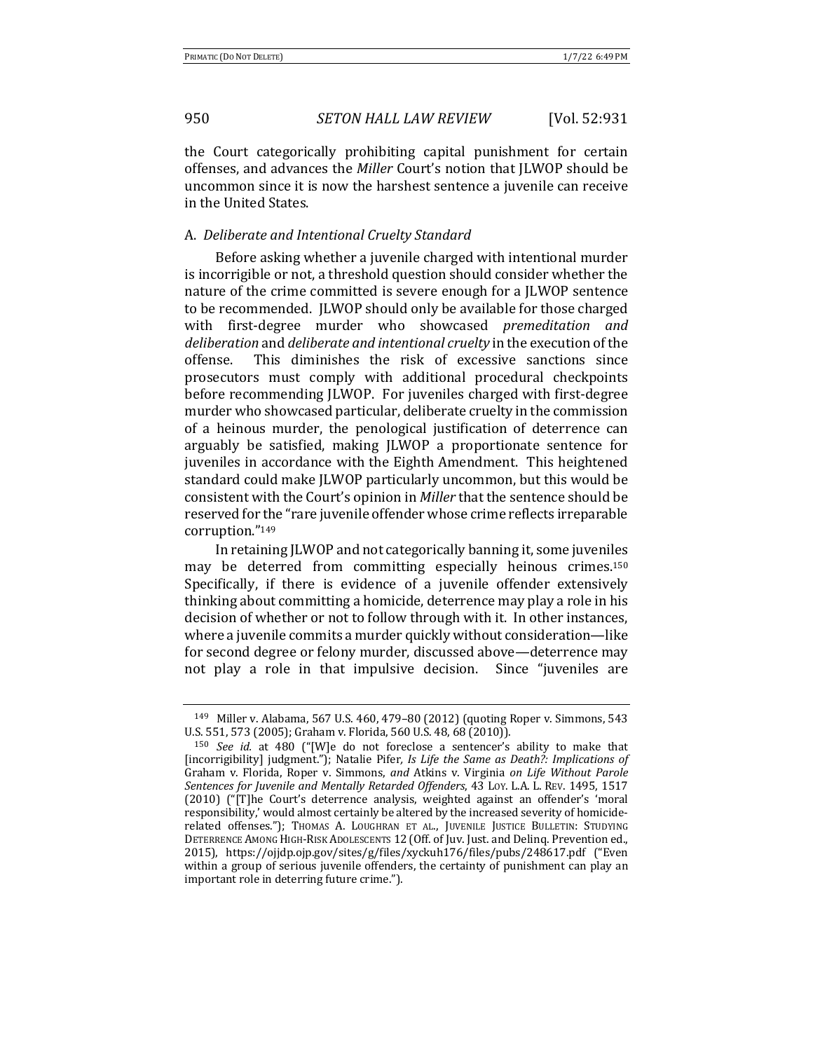the Court categorically prohibiting capital punishment for certain offenses, and advances the *Miller* Court's notion that JLWOP should be uncommon since it is now the harshest sentence a juvenile can receive in the United States.

### A. *Deliberate and Intentional Cruelty Standard*

Before asking whether a juvenile charged with intentional murder is incorrigible or not, a threshold question should consider whether the nature of the crime committed is severe enough for a JLWOP sentence to be recommended. JLWOP should only be available for those charged with first-degree murder who showcased *premeditation and deliberation* and *deliberate and intentional cruelty* in the execution of the offense. This diminishes the risk of excessive sanctions since prosecutors must comply with additional procedural checkpoints before recommending JLWOP. For juveniles charged with first-degree murder who showcased particular, deliberate cruelty in the commission of a heinous murder, the penological justification of deterrence can arguably be satisfied, making JLWOP a proportionate sentence for juveniles in accordance with the Eighth Amendment. This heightened standard could make JLWOP particularly uncommon, but this would be consistent with the Court's opinion in *Miller* that the sentence should be reserved for the "rare juvenile offender whose crime reflects irreparable corruption."[149]

In retaining JLWOP and not categorically banning it, some juveniles may be deterred from committing especially heinous crimes.[150] Specifically, if there is evidence of a juvenile offender extensively thinking about committing a homicide, deterrence may play a role in his decision of whether or not to follow through with it. In other instances, where a juvenile commits a murder quickly without consideration—like for second degree or felony murder, discussed above—deterrence may not play a role in that impulsive decision. Since "juveniles are

---

[149] Miller v. Alabama, 567 U.S. 460, 479–80 (2012) (quoting Roper v. Simmons, 543 U.S. 551, 573 (2005); Graham v. Florida, 560 U.S. 48, 68 (2010)).

[150] *See id.* at 480 ("[W]e do not foreclose a sentencer's ability to make that [incorrigibility] judgment."); Natalie Pifer, *Is Life the Same as Death?: Implications of* Graham v. Florida, Roper v. Simmons, *and* Atkins v. Virginia *on Life Without Parole Sentences for Juvenile and Mentally Retarded Offenders*, 43 LOY. L.A. L. REV. 1495, 1517 (2010) ("[T]he Court's deterrence analysis, weighted against an offender's 'moral responsibility,' would almost certainly be altered by the increased severity of homicide-related offenses."); THOMAS A. LOUGHRAN ET AL., JUVENILE JUSTICE BULLETIN: STUDYING DETERRENCE AMONG HIGH-RISK ADOLESCENTS 12 (Off. of Juv. Just. and Delinq. Prevention ed., 2015), https://ojjdp.ojp.gov/sites/g/files/xyckuh176/files/pubs/248617.pdf ("Even within a group of serious juvenile offenders, the certainty of punishment can play an important role in deterring future crime.").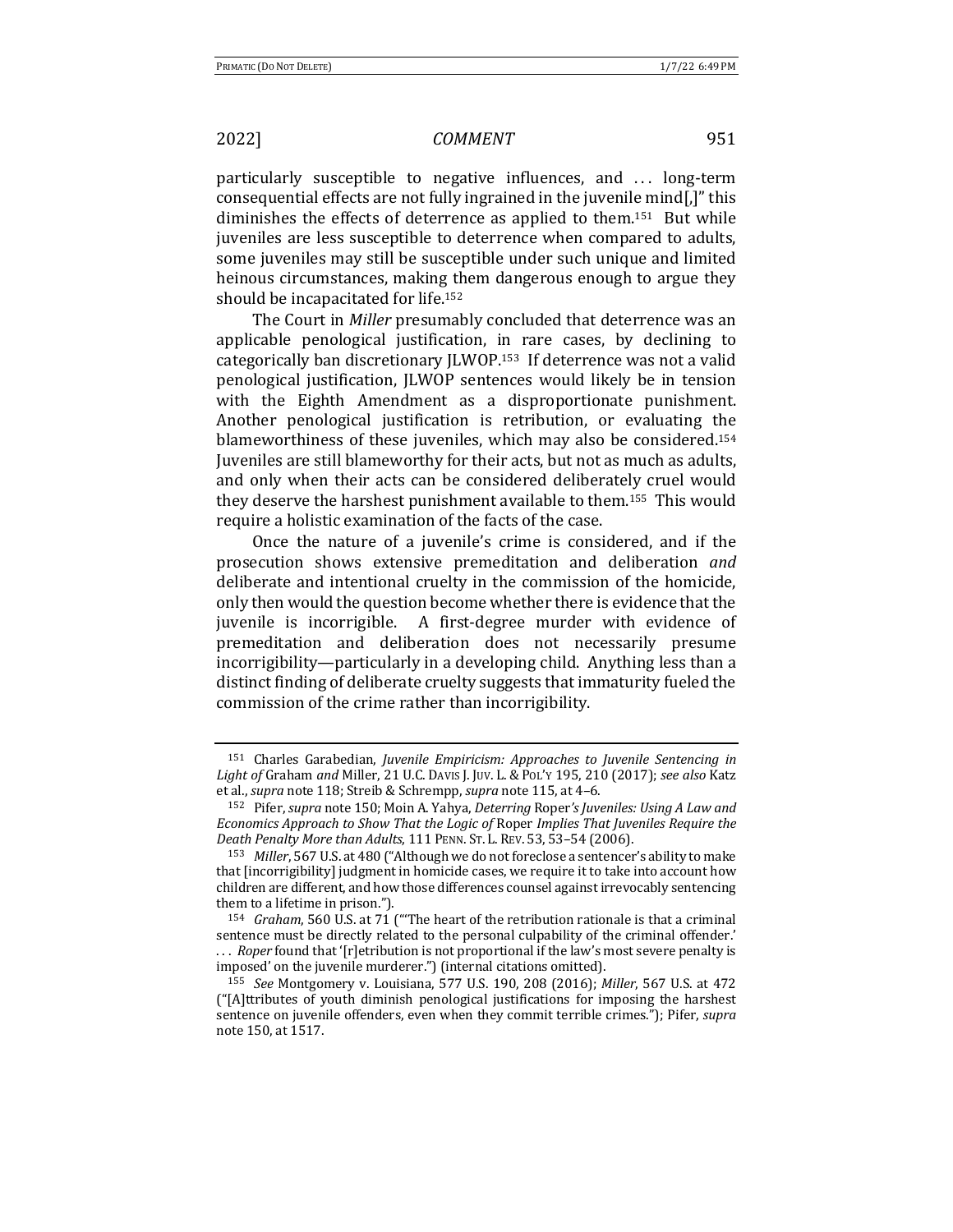particularly susceptible to negative influences, and . . . long-term consequential effects are not fully ingrained in the juvenile mind[,]" this diminishes the effects of deterrence as applied to them.[151] But while juveniles are less susceptible to deterrence when compared to adults, some juveniles may still be susceptible under such unique and limited heinous circumstances, making them dangerous enough to argue they should be incapacitated for life.[152]

The Court in *Miller* presumably concluded that deterrence was an applicable penological justification, in rare cases, by declining to categorically ban discretionary JLWOP.[153] If deterrence was not a valid penological justification, JLWOP sentences would likely be in tension with the Eighth Amendment as a disproportionate punishment. Another penological justification is retribution, or evaluating the blameworthiness of these juveniles, which may also be considered.[154] Juveniles are still blameworthy for their acts, but not as much as adults, and only when their acts can be considered deliberately cruel would they deserve the harshest punishment available to them.[155] This would require a holistic examination of the facts of the case.

Once the nature of a juvenile's crime is considered, and if the prosecution shows extensive premeditation and deliberation *and* deliberate and intentional cruelty in the commission of the homicide, only then would the question become whether there is evidence that the juvenile is incorrigible. A first-degree murder with evidence of premeditation and deliberation does not necessarily presume incorrigibility—particularly in a developing child. Anything less than a distinct finding of deliberate cruelty suggests that immaturity fueled the commission of the crime rather than incorrigibility.

---

[151] Charles Garabedian, *Juvenile Empiricism: Approaches to Juvenile Sentencing in Light of* Graham *and* Miller, 21 U.C. DAVIS J. JUV. L. & POL'Y 195, 210 (2017); *see also* Katz et al., *supra* note 118; Streib & Schrempp, *supra* note 115, at 4–6.

[152] Pifer, *supra* note 150; Moin A. Yahya, *Deterring* Roper*'s Juveniles: Using A Law and Economics Approach to Show That the Logic of* Roper *Implies That Juveniles Require the Death Penalty More than Adults*, 111 PENN. ST. L. REV. 53, 53–54 (2006).

[153] *Miller*, 567 U.S. at 480 ("Although we do not foreclose a sentencer's ability to make that [incorrigibility] judgment in homicide cases, we require it to take into account how children are different, and how those differences counsel against irrevocably sentencing them to a lifetime in prison.").

[154] *Graham*, 560 U.S. at 71 ("'The heart of the retribution rationale is that a criminal sentence must be directly related to the personal culpability of the criminal offender.' . . . *Roper* found that '[r]etribution is not proportional if the law's most severe penalty is imposed' on the juvenile murderer.") (internal citations omitted).

[155] *See* Montgomery v. Louisiana, 577 U.S. 190, 208 (2016); *Miller*, 567 U.S. at 472 ("[A]ttributes of youth diminish penological justifications for imposing the harshest sentence on juvenile offenders, even when they commit terrible crimes."); Pifer, *supra* note 150, at 1517.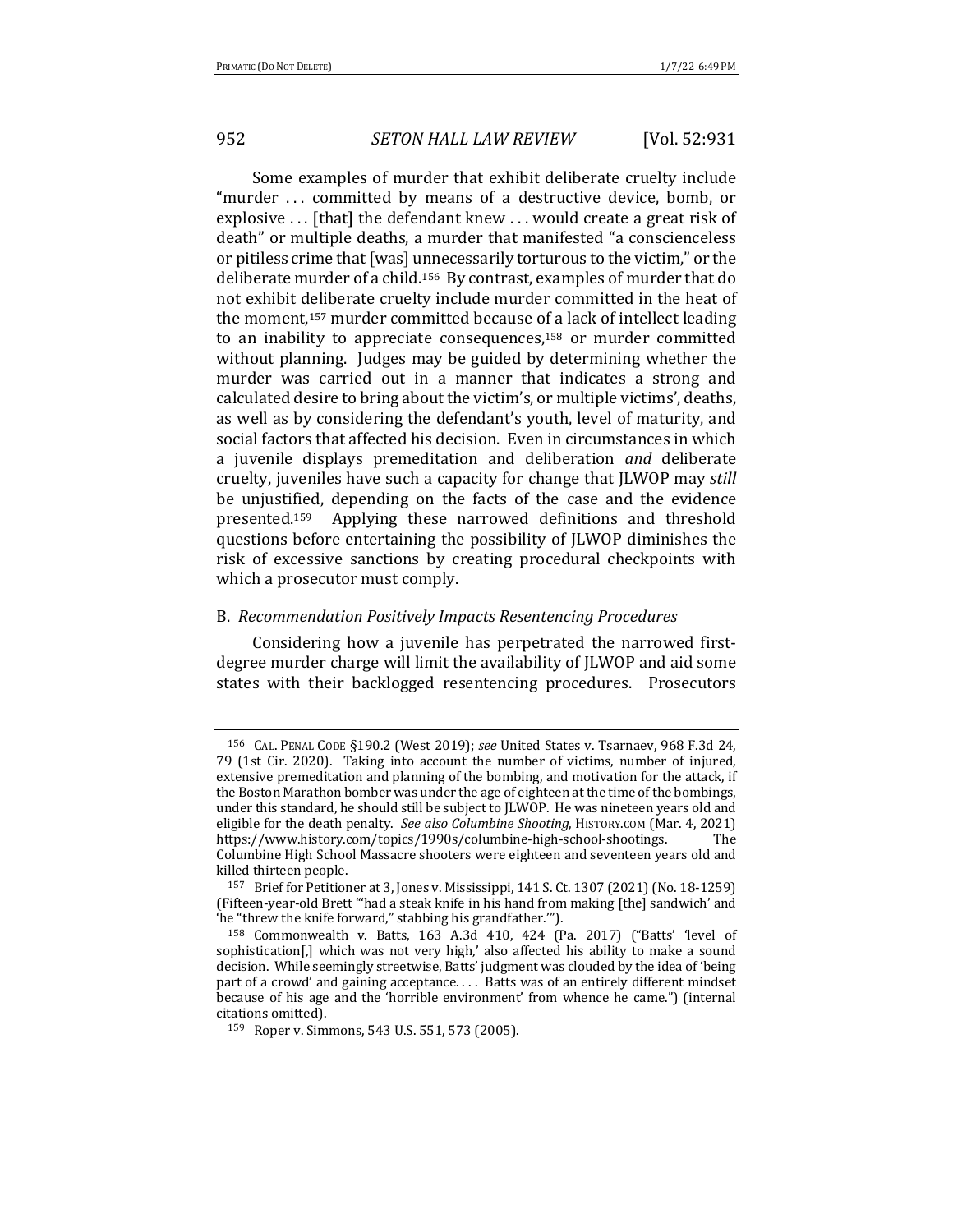Some examples of murder that exhibit deliberate cruelty include "murder . . . committed by means of a destructive device, bomb, or explosive . . . [that] the defendant knew . . . would create a great risk of death" or multiple deaths, a murder that manifested "a conscienceless or pitiless crime that [was] unnecessarily torturous to the victim," or the deliberate murder of a child.[156] By contrast, examples of murder that do not exhibit deliberate cruelty include murder committed in the heat of the moment,[157] murder committed because of a lack of intellect leading to an inability to appreciate consequences,[158] or murder committed without planning. Judges may be guided by determining whether the murder was carried out in a manner that indicates a strong and calculated desire to bring about the victim's, or multiple victims', deaths, as well as by considering the defendant's youth, level of maturity, and social factors that affected his decision. Even in circumstances in which a juvenile displays premeditation and deliberation *and* deliberate cruelty, juveniles have such a capacity for change that JLWOP may *still* be unjustified, depending on the facts of the case and the evidence presented.[159] Applying these narrowed definitions and threshold questions before entertaining the possibility of JLWOP diminishes the risk of excessive sanctions by creating procedural checkpoints with which a prosecutor must comply.

### B. *Recommendation Positively Impacts Resentencing Procedures*

Considering how a juvenile has perpetrated the narrowed first-degree murder charge will limit the availability of JLWOP and aid some states with their backlogged resentencing procedures. Prosecutors

---

[156] CAL. PENAL CODE §190.2 (West 2019); *see* United States v. Tsarnaev, 968 F.3d 24, 79 (1st Cir. 2020). Taking into account the number of victims, number of injured, extensive premeditation and planning of the bombing, and motivation for the attack, if the Boston Marathon bomber was under the age of eighteen at the time of the bombings, under this standard, he should still be subject to JLWOP. He was nineteen years old and eligible for the death penalty. *See also Columbine Shooting*, HISTORY.COM (Mar. 4, 2021) https://www.history.com/topics/1990s/columbine-high-school-shootings. The Columbine High School Massacre shooters were eighteen and seventeen years old and killed thirteen people.

[157] Brief for Petitioner at 3, Jones v. Mississippi, 141 S. Ct. 1307 (2021) (No. 18-1259) (Fifteen-year-old Brett '"had a steak knife in his hand from making [the] sandwich' and 'he "threw the knife forward," stabbing his grandfather.'").

[158] Commonwealth v. Batts, 163 A.3d 410, 424 (Pa. 2017) ("Batts' 'level of sophistication[,] which was not very high,' also affected his ability to make a sound decision. While seemingly streetwise, Batts' judgment was clouded by the idea of 'being part of a crowd' and gaining acceptance. . . . Batts was of an entirely different mindset because of his age and the 'horrible environment' from whence he came.") (internal citations omitted).

[159] Roper v. Simmons, 543 U.S. 551, 573 (2005).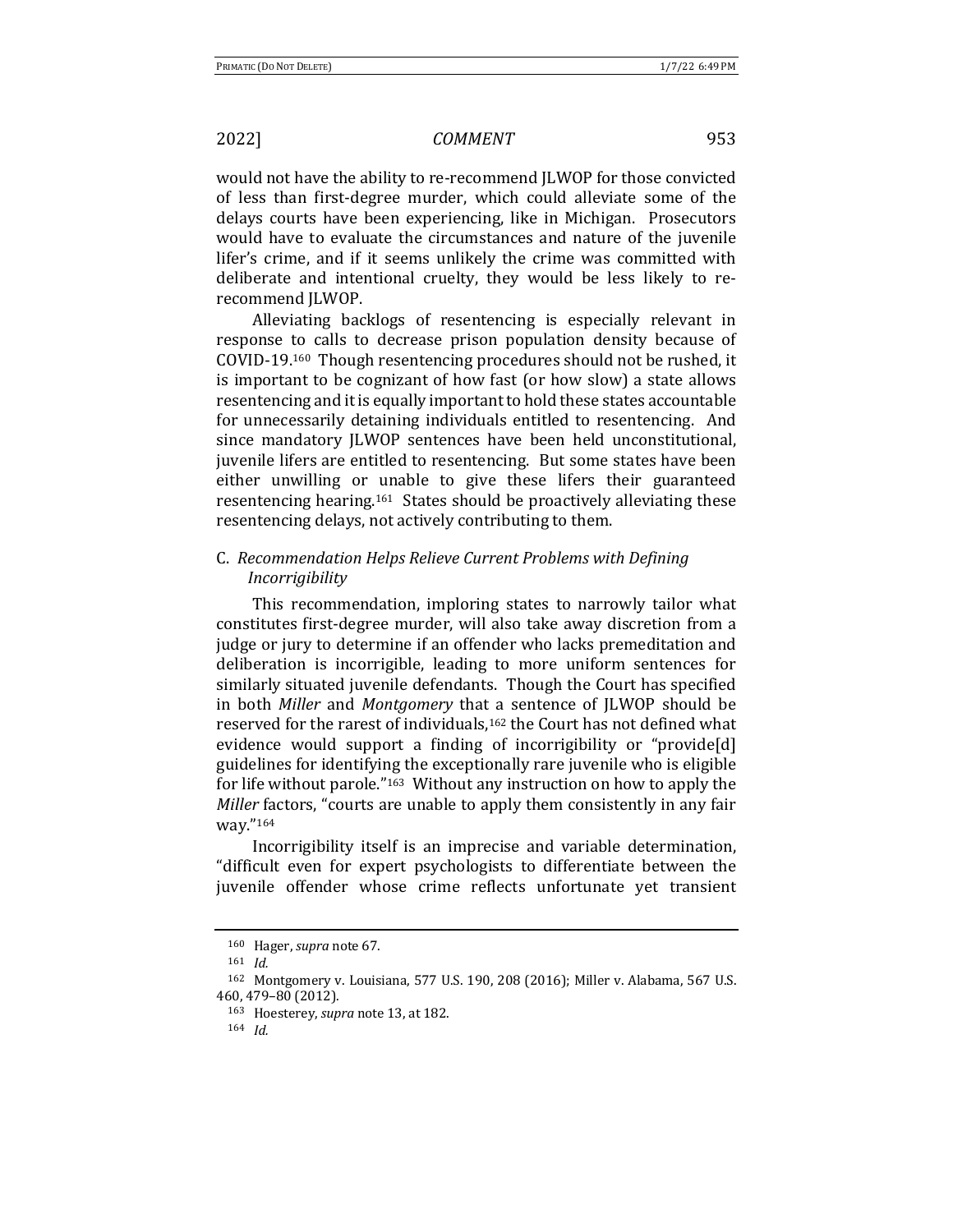would not have the ability to re-recommend JLWOP for those convicted of less than first-degree murder, which could alleviate some of the delays courts have been experiencing, like in Michigan. Prosecutors would have to evaluate the circumstances and nature of the juvenile lifer's crime, and if it seems unlikely the crime was committed with deliberate and intentional cruelty, they would be less likely to re-recommend JLWOP.

Alleviating backlogs of resentencing is especially relevant in response to calls to decrease prison population density because of COVID-19.[160] Though resentencing procedures should not be rushed, it is important to be cognizant of how fast (or how slow) a state allows resentencing and it is equally important to hold these states accountable for unnecessarily detaining individuals entitled to resentencing. And since mandatory JLWOP sentences have been held unconstitutional, juvenile lifers are entitled to resentencing. But some states have been either unwilling or unable to give these lifers their guaranteed resentencing hearing.[161] States should be proactively alleviating these resentencing delays, not actively contributing to them.

### C. *Recommendation Helps Relieve Current Problems with Defining Incorrigibility*

This recommendation, imploring states to narrowly tailor what constitutes first-degree murder, will also take away discretion from a judge or jury to determine if an offender who lacks premeditation and deliberation is incorrigible, leading to more uniform sentences for similarly situated juvenile defendants. Though the Court has specified in both *Miller* and *Montgomery* that a sentence of JLWOP should be reserved for the rarest of individuals,[162] the Court has not defined what evidence would support a finding of incorrigibility or "provide[d] guidelines for identifying the exceptionally rare juvenile who is eligible for life without parole."[163] Without any instruction on how to apply the *Miller* factors, "courts are unable to apply them consistently in any fair way."[164]

Incorrigibility itself is an imprecise and variable determination, "difficult even for expert psychologists to differentiate between the juvenile offender whose crime reflects unfortunate yet transient

---

[160] Hager, *supra* note 67.

[161] *Id.*

[162] Montgomery v. Louisiana, 577 U.S. 190, 208 (2016); Miller v. Alabama, 567 U.S. 460, 479–80 (2012).

[163] Hoesterey, *supra* note 13, at 182.

[164] *Id.*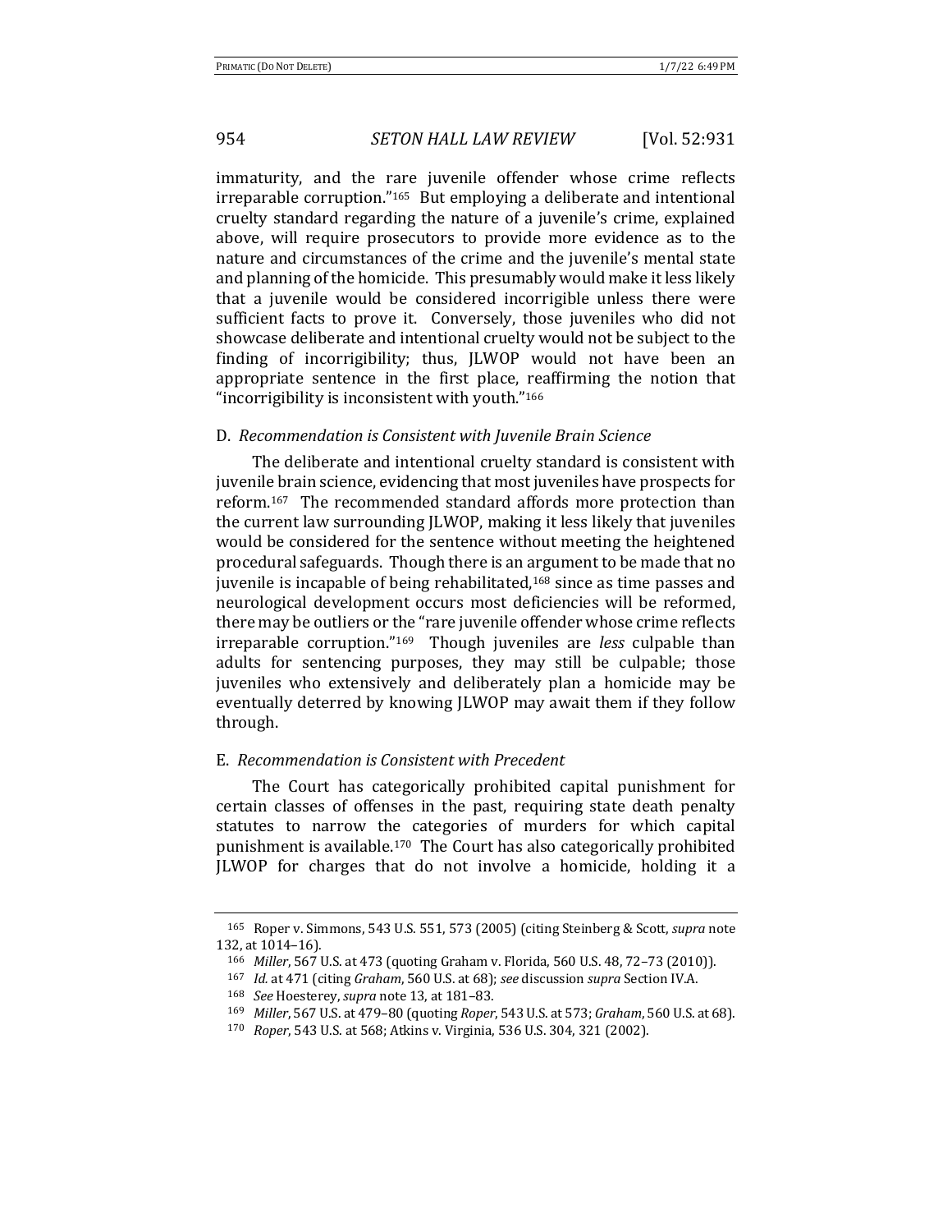immaturity, and the rare juvenile offender whose crime reflects irreparable corruption."[165] But employing a deliberate and intentional cruelty standard regarding the nature of a juvenile's crime, explained above, will require prosecutors to provide more evidence as to the nature and circumstances of the crime and the juvenile's mental state and planning of the homicide. This presumably would make it less likely that a juvenile would be considered incorrigible unless there were sufficient facts to prove it. Conversely, those juveniles who did not showcase deliberate and intentional cruelty would not be subject to the finding of incorrigibility; thus, JLWOP would not have been an appropriate sentence in the first place, reaffirming the notion that "incorrigibility is inconsistent with youth."[166]

### D. *Recommendation is Consistent with Juvenile Brain Science*

The deliberate and intentional cruelty standard is consistent with juvenile brain science, evidencing that most juveniles have prospects for reform.[167] The recommended standard affords more protection than the current law surrounding JLWOP, making it less likely that juveniles would be considered for the sentence without meeting the heightened procedural safeguards. Though there is an argument to be made that no juvenile is incapable of being rehabilitated,[168] since as time passes and neurological development occurs most deficiencies will be reformed, there may be outliers or the "rare juvenile offender whose crime reflects irreparable corruption."[169] Though juveniles are *less* culpable than adults for sentencing purposes, they may still be culpable; those juveniles who extensively and deliberately plan a homicide may be eventually deterred by knowing JLWOP may await them if they follow through.

### E. *Recommendation is Consistent with Precedent*

The Court has categorically prohibited capital punishment for certain classes of offenses in the past, requiring state death penalty statutes to narrow the categories of murders for which capital punishment is available.[170] The Court has also categorically prohibited JLWOP for charges that do not involve a homicide, holding it a

---

165 Roper v. Simmons, 543 U.S. 551, 573 (2005) (citing Steinberg & Scott, *supra* note 132, at 1014–16).

166 *Miller*, 567 U.S. at 473 (quoting Graham v. Florida, 560 U.S. 48, 72–73 (2010)).

167 *Id.* at 471 (citing *Graham*, 560 U.S. at 68); *see* discussion *supra* Section IV.A.

168 *See* Hoesterey, *supra* note 13, at 181–83.

169 *Miller*, 567 U.S. at 479–80 (quoting *Roper*, 543 U.S. at 573; *Graham*, 560 U.S. at 68).

170 *Roper*, 543 U.S. at 568; Atkins v. Virginia, 536 U.S. 304, 321 (2002).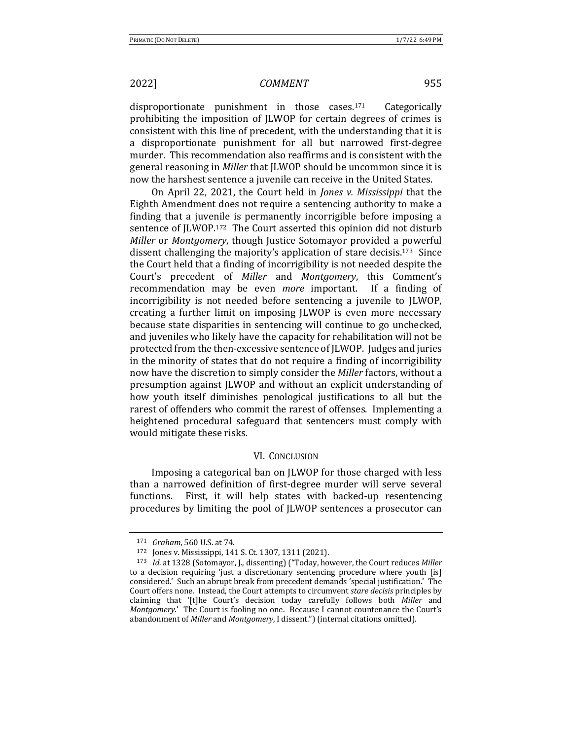disproportionate punishment in those cases.[171] Categorically prohibiting the imposition of JLWOP for certain degrees of crimes is consistent with this line of precedent, with the understanding that it is a disproportionate punishment for all but narrowed first-degree murder. This recommendation also reaffirms and is consistent with the general reasoning in *Miller* that JLWOP should be uncommon since it is now the harshest sentence a juvenile can receive in the United States.

On April 22, 2021, the Court held in *Jones v. Mississippi* that the Eighth Amendment does not require a sentencing authority to make a finding that a juvenile is permanently incorrigible before imposing a sentence of JLWOP.[172] The Court asserted this opinion did not disturb *Miller* or *Montgomery*, though Justice Sotomayor provided a powerful dissent challenging the majority's application of stare decisis.[173] Since the Court held that a finding of incorrigibility is not needed despite the Court's precedent of *Miller* and *Montgomery*, this Comment's recommendation may be even *more* important. If a finding of incorrigibility is not needed before sentencing a juvenile to JLWOP, creating a further limit on imposing JLWOP is even more necessary because state disparities in sentencing will continue to go unchecked, and juveniles who likely have the capacity for rehabilitation will not be protected from the then-excessive sentence of JLWOP. Judges and juries in the minority of states that do not require a finding of incorrigibility now have the discretion to simply consider the *Miller* factors, without a presumption against JLWOP and without an explicit understanding of how youth itself diminishes penological justifications to all but the rarest of offenders who commit the rarest of offenses. Implementing a heightened procedural safeguard that sentencers must comply with would mitigate these risks.

## VI. Conclusion

Imposing a categorical ban on JLWOP for those charged with less than a narrowed definition of first-degree murder will serve several functions. First, it will help states with backed-up resentencing procedures by limiting the pool of JLWOP sentences a prosecutor can

---

[171] *Graham*, 560 U.S. at 74.

[172] Jones v. Mississippi, 141 S. Ct. 1307, 1311 (2021).

[173] *Id.* at 1328 (Sotomayor, J., dissenting) ("Today, however, the Court reduces *Miller* to a decision requiring 'just a discretionary sentencing procedure where youth [is] considered.' Such an abrupt break from precedent demands 'special justification.' The Court offers none. Instead, the Court attempts to circumvent *stare decisis* principles by claiming that '[t]he Court's decision today carefully follows both *Miller* and *Montgomery*.' The Court is fooling no one. Because I cannot countenance the Court's abandonment of *Miller* and *Montgomery*, I dissent.") (internal citations omitted).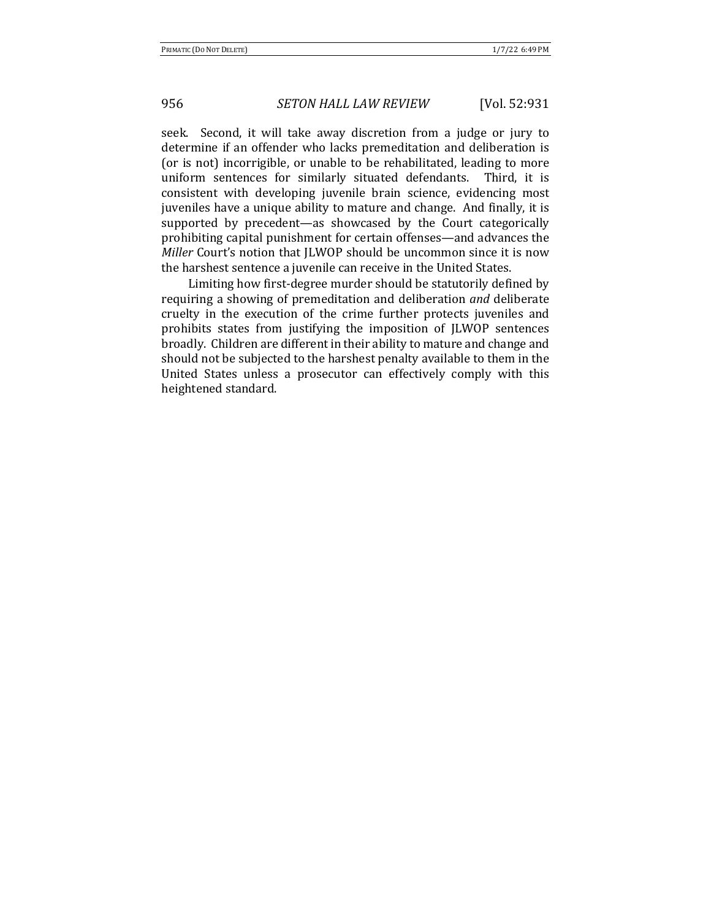seek. Second, it will take away discretion from a judge or jury to determine if an offender who lacks premeditation and deliberation is (or is not) incorrigible, or unable to be rehabilitated, leading to more uniform sentences for similarly situated defendants. Third, it is consistent with developing juvenile brain science, evidencing most juveniles have a unique ability to mature and change. And finally, it is supported by precedent—as showcased by the Court categorically prohibiting capital punishment for certain offenses—and advances the *Miller* Court's notion that JLWOP should be uncommon since it is now the harshest sentence a juvenile can receive in the United States.

Limiting how first-degree murder should be statutorily defined by requiring a showing of premeditation and deliberation *and* deliberate cruelty in the execution of the crime further protects juveniles and prohibits states from justifying the imposition of JLWOP sentences broadly. Children are different in their ability to mature and change and should not be subjected to the harshest penalty available to them in the United States unless a prosecutor can effectively comply with this heightened standard.